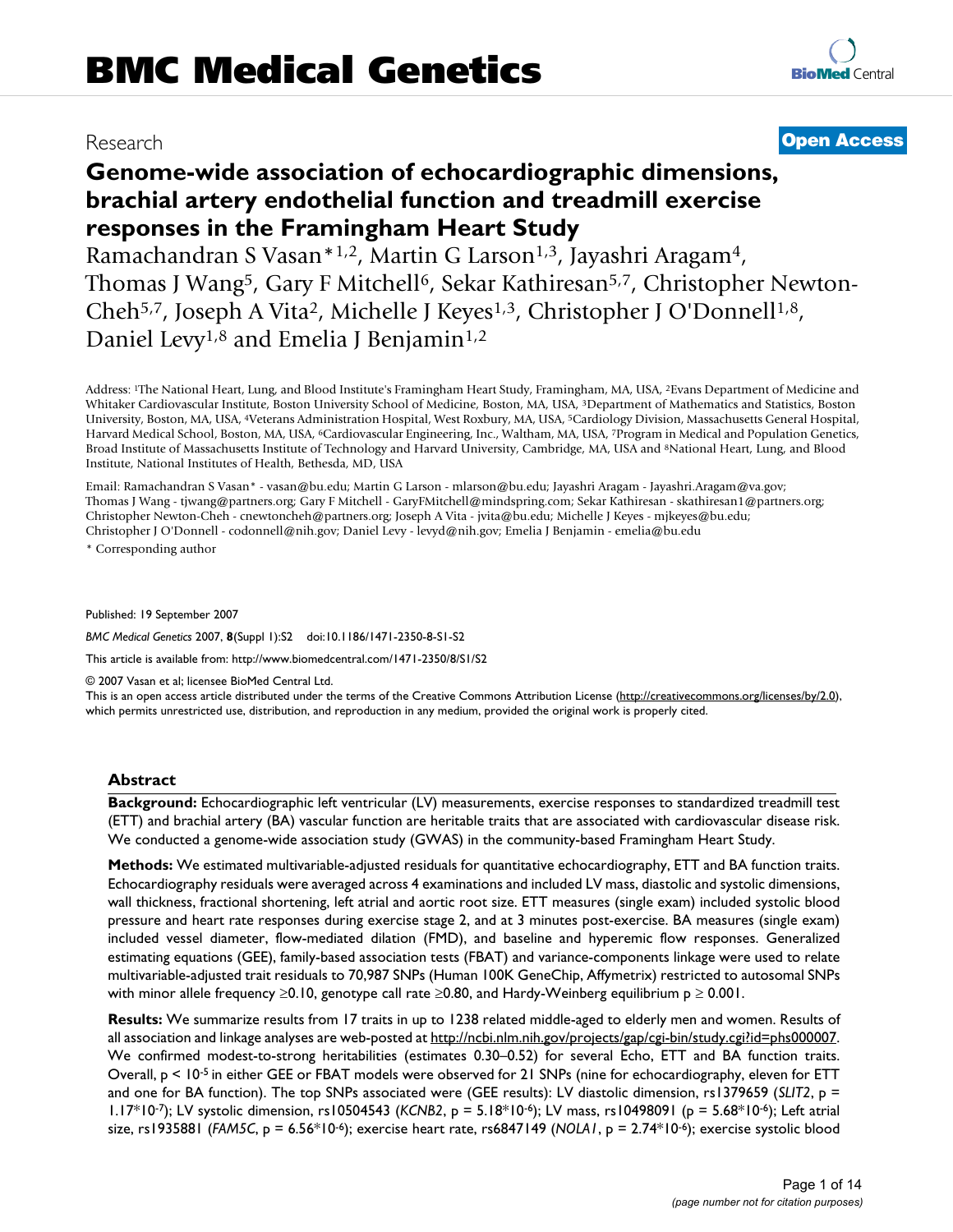# BMC Medical Genetics

Research **Open Access**

# Genome-wide association of echocardiographic dimensions, brachial artery endothelial function and treadmill exercise responses in the Framingham Heart Study

Ramachandran S Vasan*[1,2], Martin G Larson[1,3], Jayashri Aragam[4], Thomas J Wang[5], Gary F Mitchell[6], Sekar Kathiresan[5,7], Christopher Newton-Cheh[5,7], Joseph A Vita[2], Michelle J Keyes[1,3], Christopher J O'Donnell[1,8], Daniel Levy[1,8] and Emelia J Benjamin[1,2]

Address: [1]The National Heart, Lung, and Blood Institute's Framingham Heart Study, Framingham, MA, USA, [2]Evans Department of Medicine and Whitaker Cardiovascular Institute, Boston University School of Medicine, Boston, MA, USA, [3]Department of Mathematics and Statistics, Boston University, Boston, MA, USA, [4]Veterans Administration Hospital, West Roxbury, MA, USA, [5]Cardiology Division, Massachusetts General Hospital, Harvard Medical School, Boston, MA, USA, [6]Cardiovascular Engineering, Inc., Waltham, MA, USA, [7]Program in Medical and Population Genetics, Broad Institute of Massachusetts Institute of Technology and Harvard University, Cambridge, MA, USA and [8]National Heart, Lung, and Blood Institute, National Institutes of Health, Bethesda, MD, USA

Email: Ramachandran S Vasan* - vasan@bu.edu; Martin G Larson - mlarson@bu.edu; Jayashri Aragam - Jayashri.Aragam@va.gov; Thomas J Wang - tjwang@partners.org; Gary F Mitchell - GaryFMitchell@mindspring.com; Sekar Kathiresan - skathiresan1@partners.org; Christopher Newton-Cheh - cnewtoncheh@partners.org; Joseph A Vita - jvita@bu.edu; Michelle J Keyes - mjkeyes@bu.edu; Christopher J O'Donnell - codonnell@nih.gov; Daniel Levy - levyd@nih.gov; Emelia J Benjamin - emelia@bu.edu

\* Corresponding author

Published: 19 September 2007

*BMC Medical Genetics* 2007, **8**(Suppl 1):S2 doi:10.1186/1471-2350-8-S1-S2

This article is available from: http://www.biomedcentral.com/1471-2350/8/S1/S2

© 2007 Vasan et al; licensee BioMed Central Ltd.

This is an open access article distributed under the terms of the Creative Commons Attribution License (http://creativecommons.org/licenses/by/2.0), which permits unrestricted use, distribution, and reproduction in any medium, provided the original work is properly cited.

## Abstract

**Background:** Echocardiographic left ventricular (LV) measurements, exercise responses to standardized treadmill test (ETT) and brachial artery (BA) vascular function are heritable traits that are associated with cardiovascular disease risk. We conducted a genome-wide association study (GWAS) in the community-based Framingham Heart Study.

**Methods:** We estimated multivariable-adjusted residuals for quantitative echocardiography, ETT and BA function traits. Echocardiography residuals were averaged across 4 examinations and included LV mass, diastolic and systolic dimensions, wall thickness, fractional shortening, left atrial and aortic root size. ETT measures (single exam) included systolic blood pressure and heart rate responses during exercise stage 2, and at 3 minutes post-exercise. BA measures (single exam) included vessel diameter, flow-mediated dilation (FMD), and baseline and hyperemic flow responses. Generalized estimating equations (GEE), family-based association tests (FBAT) and variance-components linkage were used to relate multivariable-adjusted trait residuals to 70,987 SNPs (Human 100K GeneChip, Affymetrix) restricted to autosomal SNPs with minor allele frequency ≥0.10, genotype call rate ≥0.80, and Hardy-Weinberg equilibrium p ≥ 0.001.

**Results:** We summarize results from 17 traits in up to 1238 related middle-aged to elderly men and women. Results of all association and linkage analyses are web-posted at http://ncbi.nlm.nih.gov/projects/gap/cgi-bin/study.cgi?id=phs000007. We confirmed modest-to-strong heritabilities (estimates 0.30–0.52) for several Echo, ETT and BA function traits. Overall, $p < 10^{-5}$ in either GEE or FBAT models were observed for 21 SNPs (nine for echocardiography, eleven for ETT and one for BA function). The top SNPs associated were (GEE results): LV diastolic dimension, rs1379659 (*SLIT2*, $p = 1.17*10^{-7}$); LV systolic dimension, rs10504543 (*KCNB2*, $p = 5.18*10^{-6}$); LV mass, rs10498091 ($p = 5.68*10^{-6}$); Left atrial size, rs1935881 (*FAM5C*, $p = 6.56*10^{-6}$); exercise heart rate, rs6847149 (*NOLA1*, $p = 2.74*10^{-6}$); exercise systolic blood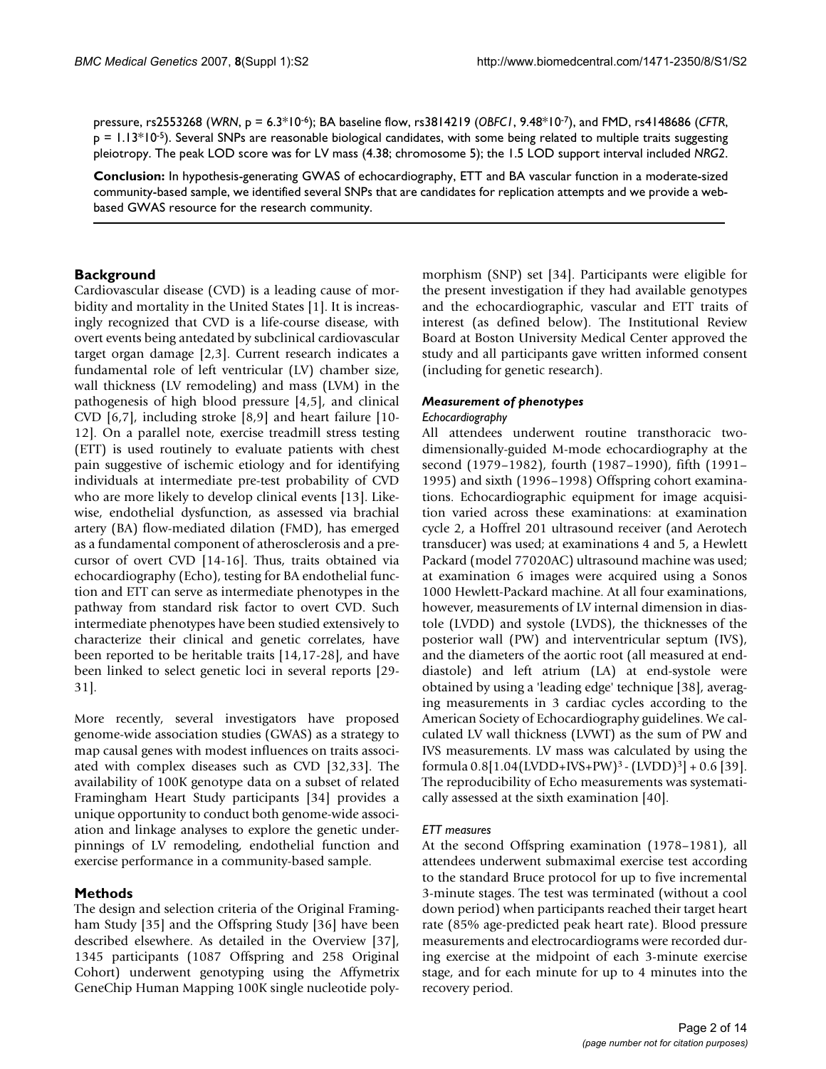pressure, rs2553268 (*WRN*, p = $6.3*10^{-6}$); BA baseline flow, rs3814219 (*OBFC1*, $9.48*10^{-7}$), and FMD, rs4148686 (*CFTR*, p = $1.13*10^{-5}$). Several SNPs are reasonable biological candidates, with some being related to multiple traits suggesting pleiotropy. The peak LOD score was for LV mass (4.38; chromosome 5); the 1.5 LOD support interval included *NRG2*.

**Conclusion:** In hypothesis-generating GWAS of echocardiography, ETT and BA vascular function in a moderate-sized community-based sample, we identified several SNPs that are candidates for replication attempts and we provide a web-based GWAS resource for the research community.

## Background

Cardiovascular disease (CVD) is a leading cause of morbidity and mortality in the United States [1]. It is increasingly recognized that CVD is a life-course disease, with overt events being antedated by subclinical cardiovascular target organ damage [2,3]. Current research indicates a fundamental role of left ventricular (LV) chamber size, wall thickness (LV remodeling) and mass (LVM) in the pathogenesis of high blood pressure [4,5], and clinical CVD [6,7], including stroke [8,9] and heart failure [10-12]. On a parallel note, exercise treadmill stress testing (ETT) is used routinely to evaluate patients with chest pain suggestive of ischemic etiology and for identifying individuals at intermediate pre-test probability of CVD who are more likely to develop clinical events [13]. Likewise, endothelial dysfunction, as assessed via brachial artery (BA) flow-mediated dilation (FMD), has emerged as a fundamental component of atherosclerosis and a precursor of overt CVD [14-16]. Thus, traits obtained via echocardiography (Echo), testing for BA endothelial function and ETT can serve as intermediate phenotypes in the pathway from standard risk factor to overt CVD. Such intermediate phenotypes have been studied extensively to characterize their clinical and genetic correlates, have been reported to be heritable traits [14,17-28], and have been linked to select genetic loci in several reports [29-31].

More recently, several investigators have proposed genome-wide association studies (GWAS) as a strategy to map causal genes with modest influences on traits associated with complex diseases such as CVD [32,33]. The availability of 100K genotype data on a subset of related Framingham Heart Study participants [34] provides a unique opportunity to conduct both genome-wide association and linkage analyses to explore the genetic underpinnings of LV remodeling, endothelial function and exercise performance in a community-based sample.

## Methods

The design and selection criteria of the Original Framingham Study [35] and the Offspring Study [36] have been described elsewhere. As detailed in the Overview [37], 1345 participants (1087 Offspring and 258 Original Cohort) underwent genotyping using the Affymetrix GeneChip Human Mapping 100K single nucleotide polymorphism (SNP) set [34]. Participants were eligible for the present investigation if they had available genotypes and the echocardiographic, vascular and ETT traits of interest (as defined below). The Institutional Review Board at Boston University Medical Center approved the study and all participants gave written informed consent (including for genetic research).

### *Measurement of phenotypes*

#### *Echocardiography*

All attendees underwent routine transthoracic two-dimensionally-guided M-mode echocardiography at the second (1979–1982), fourth (1987–1990), fifth (1991–1995) and sixth (1996–1998) Offspring cohort examinations. Echocardiographic equipment for image acquisition varied across these examinations: at examination cycle 2, a Hoffrel 201 ultrasound receiver (and Aerotech transducer) was used; at examinations 4 and 5, a Hewlett Packard (model 77020AC) ultrasound machine was used; at examination 6 images were acquired using a Sonos 1000 Hewlett-Packard machine. At all four examinations, however, measurements of LV internal dimension in diastole (LVDD) and systole (LVDS), the thicknesses of the posterior wall (PW) and interventricular septum (IVS), and the diameters of the aortic root (all measured at end-diastole) and left atrium (LA) at end-systole were obtained by using a 'leading edge' technique [38], averaging measurements in 3 cardiac cycles according to the American Society of Echocardiography guidelines. We calculated LV wall thickness (LVWT) as the sum of PW and IVS measurements. LV mass was calculated by using the formula $0.8[1.04(LVDD+IVS+PW)^3 - (LVDD)^3] + 0.6$ [39]. The reproducibility of Echo measurements was systematically assessed at the sixth examination [40].

#### *ETT measures*

At the second Offspring examination (1978–1981), all attendees underwent submaximal exercise test according to the standard Bruce protocol for up to five incremental 3-minute stages. The test was terminated (without a cool down period) when participants reached their target heart rate (85% age-predicted peak heart rate). Blood pressure measurements and electrocardiograms were recorded during exercise at the midpoint of each 3-minute exercise stage, and for each minute for up to 4 minutes into the recovery period.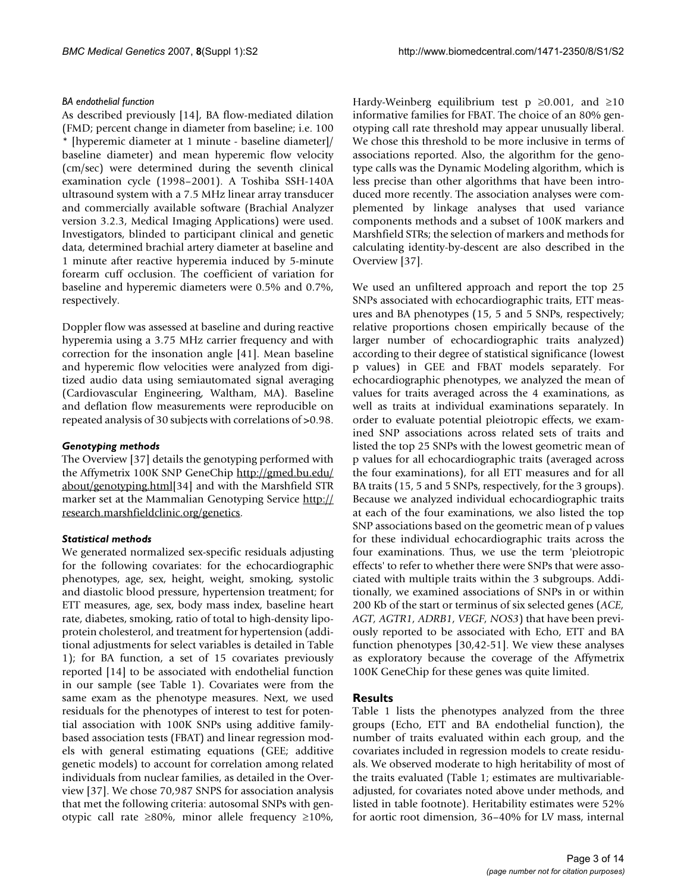*BA endothelial function*

As described previously [14], BA flow-mediated dilation (FMD; percent change in diameter from baseline; i.e. 100 * [hyperemic diameter at 1 minute - baseline diameter]/ baseline diameter) and mean hyperemic flow velocity (cm/sec) were determined during the seventh clinical examination cycle (1998–2001). A Toshiba SSH-140A ultrasound system with a 7.5 MHz linear array transducer and commercially available software (Brachial Analyzer version 3.2.3, Medical Imaging Applications) were used. Investigators, blinded to participant clinical and genetic data, determined brachial artery diameter at baseline and 1 minute after reactive hyperemia induced by 5-minute forearm cuff occlusion. The coefficient of variation for baseline and hyperemic diameters were 0.5% and 0.7%, respectively.

Doppler flow was assessed at baseline and during reactive hyperemia using a 3.75 MHz carrier frequency and with correction for the insonation angle [41]. Mean baseline and hyperemic flow velocities were analyzed from digitized audio data using semiautomated signal averaging (Cardiovascular Engineering, Waltham, MA). Baseline and deflation flow measurements were reproducible on repeated analysis of 30 subjects with correlations of >0.98.

### Genotyping methods

The Overview [37] details the genotyping performed with the Affymetrix 100K SNP GeneChip http://gmed.bu.edu/about/genotyping.html[34] and with the Marshfield STR marker set at the Mammalian Genotyping Service http://research.marshfieldclinic.org/genetics.

### Statistical methods

We generated normalized sex-specific residuals adjusting for the following covariates: for the echocardiographic phenotypes, age, sex, height, weight, smoking, systolic and diastolic blood pressure, hypertension treatment; for ETT measures, age, sex, body mass index, baseline heart rate, diabetes, smoking, ratio of total to high-density lipoprotein cholesterol, and treatment for hypertension (additional adjustments for select variables is detailed in Table 1); for BA function, a set of 15 covariates previously reported [14] to be associated with endothelial function in our sample (see Table 1). Covariates were from the same exam as the phenotype measures. Next, we used residuals for the phenotypes of interest to test for potential association with 100K SNPs using additive family-based association tests (FBAT) and linear regression models with general estimating equations (GEE; additive genetic models) to account for correlation among related individuals from nuclear families, as detailed in the Overview [37]. We chose 70,987 SNPS for association analysis that met the following criteria: autosomal SNPs with genotypic call rate ≥80%, minor allele frequency ≥10%, Hardy-Weinberg equilibrium test p ≥0.001, and ≥10 informative families for FBAT. The choice of an 80% genotyping call rate threshold may appear unusually liberal. We chose this threshold to be more inclusive in terms of associations reported. Also, the algorithm for the genotype calls was the Dynamic Modeling algorithm, which is less precise than other algorithms that have been introduced more recently. The association analyses were complemented by linkage analyses that used variance components methods and a subset of 100K markers and Marshfield STRs; the selection of markers and methods for calculating identity-by-descent are also described in the Overview [37].

We used an unfiltered approach and report the top 25 SNPs associated with echocardiographic traits, ETT measures and BA phenotypes (15, 5 and 5 SNPs, respectively; relative proportions chosen empirically because of the larger number of echocardiographic traits analyzed) according to their degree of statistical significance (lowest p values) in GEE and FBAT models separately. For echocardiographic phenotypes, we analyzed the mean of values for traits averaged across the 4 examinations, as well as traits at individual examinations separately. In order to evaluate potential pleiotropic effects, we examined SNP associations across related sets of traits and listed the top 25 SNPs with the lowest geometric mean of p values for all echocardiographic traits (averaged across the four examinations), for all ETT measures and for all BA traits (15, 5 and 5 SNPs, respectively, for the 3 groups). Because we analyzed individual echocardiographic traits at each of the four examinations, we also listed the top SNP associations based on the geometric mean of p values for these individual echocardiographic traits across the four examinations. Thus, we use the term 'pleiotropic effects' to refer to whether there were SNPs that were associated with multiple traits within the 3 subgroups. Additionally, we examined associations of SNPs in or within 200 Kb of the start or terminus of six selected genes (*ACE*, *AGT*, *AGTR1*, *ADRB1*, *VEGF*, *NOS3*) that have been previously reported to be associated with Echo, ETT and BA function phenotypes [30,42-51]. We view these analyses as exploratory because the coverage of the Affymetrix 100K GeneChip for these genes was quite limited.

## Results

Table 1 lists the phenotypes analyzed from the three groups (Echo, ETT and BA endothelial function), the number of traits evaluated within each group, and the covariates included in regression models to create residuals. We observed moderate to high heritability of most of the traits evaluated (Table 1; estimates are multivariable-adjusted, for covariates noted above under methods, and listed in table footnote). Heritability estimates were 52% for aortic root dimension, 36–40% for LV mass, internal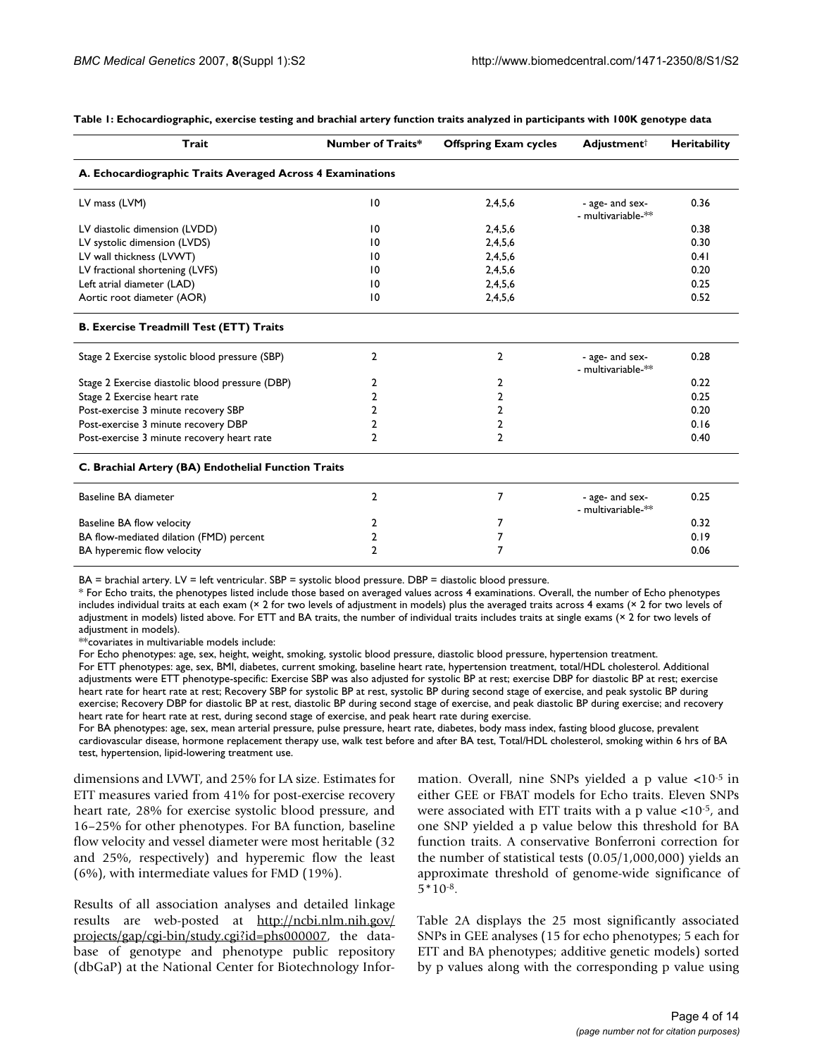**Table 1: Echocardiographic, exercise testing and brachial artery function traits analyzed in participants with 100K genotype data**

| Trait | Number of Traits* | Offspring Exam cycles | Adjustment† | Heritability |
|---|---|---|---|---|
| **A. Echocardiographic Traits Averaged Across 4 Examinations** | | | | |
| LV mass (LVM) | 10 | 2,4,5,6 | - age- and sex- - multivariable-** | 0.36 |
| LV diastolic dimension (LVDD) | 10 | 2,4,5,6 | | 0.38 |
| LV systolic dimension (LVDS) | 10 | 2,4,5,6 | | 0.30 |
| LV wall thickness (LVWT) | 10 | 2,4,5,6 | | 0.41 |
| LV fractional shortening (LVFS) | 10 | 2,4,5,6 | | 0.20 |
| Left atrial diameter (LAD) | 10 | 2,4,5,6 | | 0.25 |
| Aortic root diameter (AOR) | 10 | 2,4,5,6 | | 0.52 |
| **B. Exercise Treadmill Test (ETT) Traits** | | | | |
| Stage 2 Exercise systolic blood pressure (SBP) | 2 | 2 | - age- and sex- - multivariable-** | 0.28 |
| Stage 2 Exercise diastolic blood pressure (DBP) | 2 | 2 | | 0.22 |
| Stage 2 Exercise heart rate | 2 | 2 | | 0.25 |
| Post-exercise 3 minute recovery SBP | 2 | 2 | | 0.20 |
| Post-exercise 3 minute recovery DBP | 2 | 2 | | 0.16 |
| Post-exercise 3 minute recovery heart rate | 2 | 2 | | 0.40 |
| **C. Brachial Artery (BA) Endothelial Function Traits** | | | | |
| Baseline BA diameter | 2 | 7 | - age- and sex- - multivariable-** | 0.25 |
| Baseline BA flow velocity | 2 | 7 | | 0.32 |
| BA flow-mediated dilation (FMD) percent | 2 | 7 | | 0.19 |
| BA hyperemic flow velocity | 2 | 7 | | 0.06 |

BA = brachial artery. LV = left ventricular. SBP = systolic blood pressure. DBP = diastolic blood pressure.

\* For Echo traits, the phenotypes listed include those based on averaged values across 4 examinations. Overall, the number of Echo phenotypes includes individual traits at each exam (× 2 for two levels of adjustment in models) plus the averaged traits across 4 exams (× 2 for two levels of adjustment in models) listed above. For ETT and BA traits, the number of individual traits includes traits at single exams (× 2 for two levels of adjustment in models).

**covariates in multivariable models include:

For Echo phenotypes: age, sex, height, weight, smoking, systolic blood pressure, diastolic blood pressure, hypertension treatment.

For ETT phenotypes: age, sex, BMI, diabetes, current smoking, baseline heart rate, hypertension treatment, total/HDL cholesterol. Additional adjustments were ETT phenotype-specific: Exercise SBP was also adjusted for systolic BP at rest; exercise DBP for diastolic BP at rest; exercise heart rate for heart rate at rest; Recovery SBP for systolic BP at rest, systolic BP during second stage of exercise, and peak systolic BP during exercise; Recovery DBP for diastolic BP at rest, diastolic BP during second stage of exercise, and peak diastolic BP during exercise; and recovery heart rate for heart rate at rest, during second stage of exercise, and peak heart rate during exercise.

For BA phenotypes: age, sex, mean arterial pressure, pulse pressure, heart rate, diabetes, body mass index, fasting blood glucose, prevalent cardiovascular disease, hormone replacement therapy use, walk test before and after BA test, Total/HDL cholesterol, smoking within 6 hrs of BA test, hypertension, lipid-lowering treatment use.

dimensions and LVWT, and 25% for LA size. Estimates for ETT measures varied from 41% for post-exercise recovery heart rate, 28% for exercise systolic blood pressure, and 16–25% for other phenotypes. For BA function, baseline flow velocity and vessel diameter were most heritable (32 and 25%, respectively) and hyperemic flow the least (6%), with intermediate values for FMD (19%).

Results of all association analyses and detailed linkage results are web-posted at http://ncbi.nlm.nih.gov/projects/gap/cgi-bin/study.cgi?id=phs000007, the database of genotype and phenotype public repository (dbGaP) at the National Center for Biotechnology Information. Overall, nine SNPs yielded a p value $<10^{-5}$ in either GEE or FBAT models for Echo traits. Eleven SNPs were associated with ETT traits with a p value $<10^{-5}$, and one SNP yielded a p value below this threshold for BA function traits. A conservative Bonferroni correction for the number of statistical tests (0.05/1,000,000) yields an approximate threshold of genome-wide significance of $5*10^{-8}$.

Table 2A displays the 25 most significantly associated SNPs in GEE analyses (15 for echo phenotypes; 5 each for ETT and BA phenotypes; additive genetic models) sorted by p values along with the corresponding p value using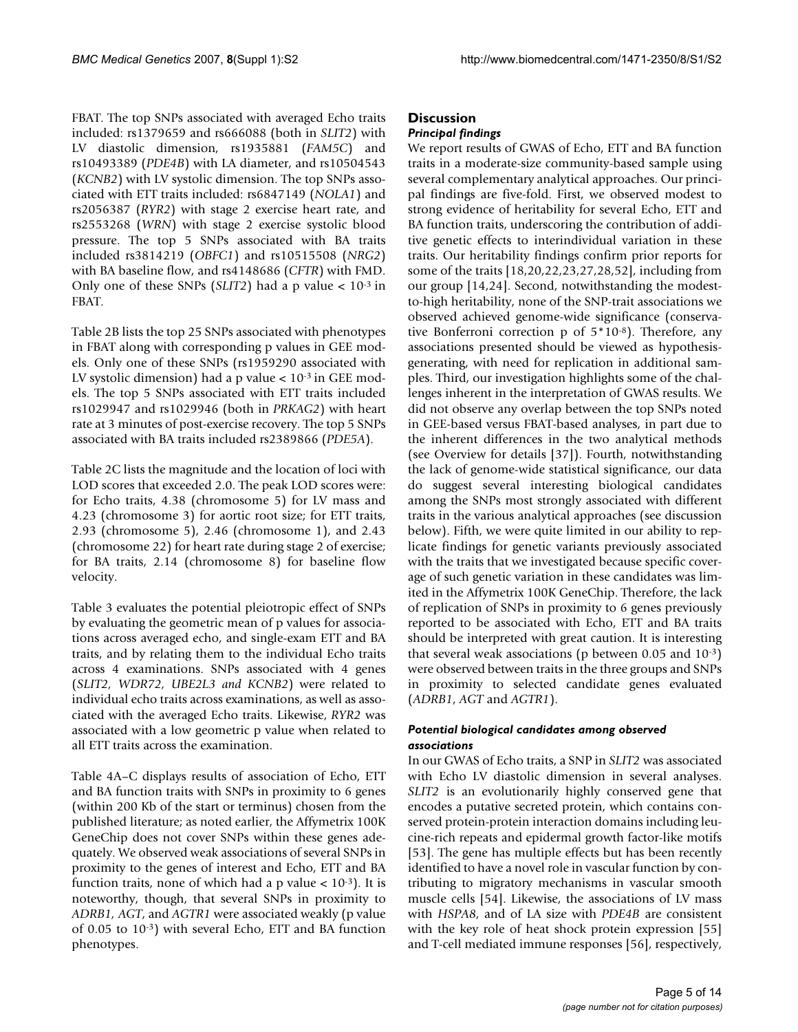FBAT. The top SNPs associated with averaged Echo traits included: rs1379659 and rs666088 (both in *SLIT2*) with LV diastolic dimension, rs1935881 (*FAM5C*) and rs10493389 (*PDE4B*) with LA diameter, and rs10504543 (*KCNB2*) with LV systolic dimension. The top SNPs associated with ETT traits included: rs6847149 (*NOLA1*) and rs2056387 (*RYR2*) with stage 2 exercise heart rate, and rs2553268 (*WRN*) with stage 2 exercise systolic blood pressure. The top 5 SNPs associated with BA traits included rs3814219 (*OBFC1*) and rs10515508 (*NRG2*) with BA baseline flow, and rs4148686 (*CFTR*) with FMD. Only one of these SNPs (*SLIT2*) had a p value < $10^{-3}$ in FBAT.

Table 2B lists the top 25 SNPs associated with phenotypes in FBAT along with corresponding p values in GEE models. Only one of these SNPs (rs1959290 associated with LV systolic dimension) had a p value < $10^{-3}$ in GEE models. The top 5 SNPs associated with ETT traits included rs1029947 and rs1029946 (both in *PRKAG2*) with heart rate at 3 minutes of post-exercise recovery. The top 5 SNPs associated with BA traits included rs2389866 (*PDE5A*).

Table 2C lists the magnitude and the location of loci with LOD scores that exceeded 2.0. The peak LOD scores were: for Echo traits, 4.38 (chromosome 5) for LV mass and 4.23 (chromosome 3) for aortic root size; for ETT traits, 2.93 (chromosome 5), 2.46 (chromosome 1), and 2.43 (chromosome 22) for heart rate during stage 2 of exercise; for BA traits, 2.14 (chromosome 8) for baseline flow velocity.

Table 3 evaluates the potential pleiotropic effect of SNPs by evaluating the geometric mean of p values for associations across averaged echo, and single-exam ETT and BA traits, and by relating them to the individual Echo traits across 4 examinations. SNPs associated with 4 genes (*SLIT2, WDR72, UBE2L3 and KCNB2*) were related to individual echo traits across examinations, as well as associated with the averaged Echo traits. Likewise, *RYR2* was associated with a low geometric p value when related to all ETT traits across the examination.

Table 4A–C displays results of association of Echo, ETT and BA function traits with SNPs in proximity to 6 genes (within 200 Kb of the start or terminus) chosen from the published literature; as noted earlier, the Affymetrix 100K GeneChip does not cover SNPs within these genes adequately. We observed weak associations of several SNPs in proximity to the genes of interest and Echo, ETT and BA function traits, none of which had a p value < $10^{-3}$). It is noteworthy, though, that several SNPs in proximity to *ADRB1*, *AGT*, and *AGTR1* were associated weakly (p value of 0.05 to $10^{-3}$) with several Echo, ETT and BA function phenotypes.

## Discussion

### *Principal findings*

We report results of GWAS of Echo, ETT and BA function traits in a moderate-size community-based sample using several complementary analytical approaches. Our principal findings are five-fold. First, we observed modest to strong evidence of heritability for several Echo, ETT and BA function traits, underscoring the contribution of additive genetic effects to interindividual variation in these traits. Our heritability findings confirm prior reports for some of the traits [18,20,22,23,27,28,52], including from our group [14,24]. Second, notwithstanding the modest-to-high heritability, none of the SNP-trait associations we observed achieved genome-wide significance (conservative Bonferroni correction p of $5*10^{-8}$). Therefore, any associations presented should be viewed as hypothesis-generating, with need for replication in additional samples. Third, our investigation highlights some of the challenges inherent in the interpretation of GWAS results. We did not observe any overlap between the top SNPs noted in GEE-based versus FBAT-based analyses, in part due to the inherent differences in the two analytical methods (see Overview for details [37]). Fourth, notwithstanding the lack of genome-wide statistical significance, our data do suggest several interesting biological candidates among the SNPs most strongly associated with different traits in the various analytical approaches (see discussion below). Fifth, we were quite limited in our ability to replicate findings for genetic variants previously associated with the traits that we investigated because specific coverage of such genetic variation in these candidates was limited in the Affymetrix 100K GeneChip. Therefore, the lack of replication of SNPs in proximity to 6 genes previously reported to be associated with Echo, ETT and BA traits should be interpreted with great caution. It is interesting that several weak associations (p between 0.05 and $10^{-3}$) were observed between traits in the three groups and SNPs in proximity to selected candidate genes evaluated (*ADRB1*, *AGT* and *AGTR1*).

### *Potential biological candidates among observed associations*

In our GWAS of Echo traits, a SNP in *SLIT2* was associated with Echo LV diastolic dimension in several analyses. *SLIT2* is an evolutionarily highly conserved gene that encodes a putative secreted protein, which contains conserved protein-protein interaction domains including leucine-rich repeats and epidermal growth factor-like motifs [53]. The gene has multiple effects but has been recently identified to have a novel role in vascular function by contributing to migratory mechanisms in vascular smooth muscle cells [54]. Likewise, the associations of LV mass with *HSPA8*, and of LA size with *PDE4B* are consistent with the key role of heat shock protein expression [55] and T-cell mediated immune responses [56], respectively,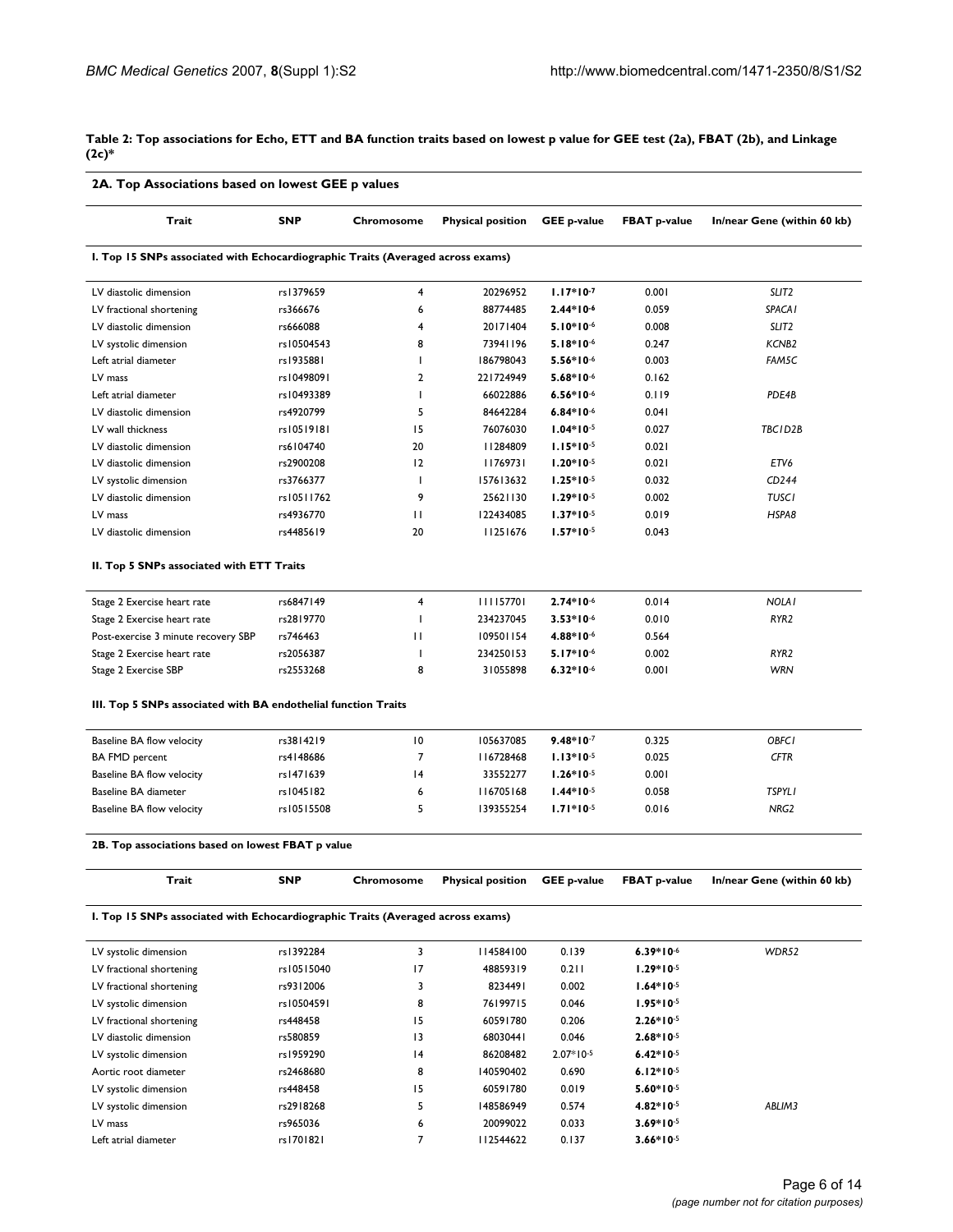**Table 2: Top associations for Echo, ETT and BA function traits based on lowest p value for GEE test (2a), FBAT (2b), and Linkage (2c)***

**2A. Top Associations based on lowest GEE p values**

| Trait | SNP | Chromosome | Physical position | GEE p-value | FBAT p-value | In/near Gene (within 60 kb) |
|---|---|---|---|---|---|---|
| **I. Top 15 SNPs associated with Echocardiographic Traits (Averaged across exams)** | | | | | | |
| LV diastolic dimension | rs1379659 | 4 | 20296952 | **$1.17*10^{-7}$** | 0.001 | *SLIT2* |
| LV fractional shortening | rs366676 | 6 | 88774485 | **$2.44*10^{-6}$** | 0.059 | *SPACA1* |
| LV diastolic dimension | rs666088 | 4 | 20171404 | **$5.10*10^{-6}$** | 0.008 | *SLIT2* |
| LV systolic dimension | rs10504543 | 8 | 73941196 | **$5.18*10^{-6}$** | 0.247 | *KCNB2* |
| Left atrial diameter | rs1935881 | 1 | 186798043 | **$5.56*10^{-6}$** | 0.003 | *FAM5C* |
| LV mass | rs10498091 | 2 | 221724949 | **$5.68*10^{-6}$** | 0.162 | |
| Left atrial diameter | rs10493389 | 1 | 66022886 | **$6.56*10^{-6}$** | 0.119 | *PDE4B* |
| LV diastolic dimension | rs4920799 | 5 | 84642284 | **$6.84*10^{-6}$** | 0.041 | |
| LV wall thickness | rs10519181 | 15 | 76076030 | **$1.04*10^{-5}$** | 0.027 | *TBC1D2B* |
| LV diastolic dimension | rs6104740 | 20 | 11284809 | **$1.15*10^{-5}$** | 0.021 | |
| LV diastolic dimension | rs2900208 | 12 | 11769731 | **$1.20*10^{-5}$** | 0.021 | *ETV6* |
| LV systolic dimension | rs3766377 | 1 | 157613632 | **$1.25*10^{-5}$** | 0.032 | *CD244* |
| LV diastolic dimension | rs10511762 | 9 | 25621130 | **$1.29*10^{-5}$** | 0.002 | *TUSC1* |
| LV mass | rs4936770 | 11 | 122434085 | **$1.37*10^{-5}$** | 0.019 | *HSPA8* |
| LV diastolic dimension | rs4485619 | 20 | 11251676 | **$1.57*10^{-5}$** | 0.043 | |
| **II. Top 5 SNPs associated with ETT Traits** | | | | | | |
| Stage 2 Exercise heart rate | rs6847149 | 4 | 111157701 | **$2.74*10^{-6}$** | 0.014 | *NOLA1* |
| Stage 2 Exercise heart rate | rs2819770 | 1 | 234237045 | **$3.53*10^{-6}$** | 0.010 | *RYR2* |
| Post-exercise 3 minute recovery SBP | rs746463 | 11 | 109501154 | **$4.88*10^{-6}$** | 0.564 | |
| Stage 2 Exercise heart rate | rs2056387 | 1 | 234250153 | **$5.17*10^{-6}$** | 0.002 | *RYR2* |
| Stage 2 Exercise SBP | rs2553268 | 8 | 31055898 | **$6.32*10^{-6}$** | 0.001 | *WRN* |
| **III. Top 5 SNPs associated with BA endothelial function Traits** | | | | | | |
| Baseline BA flow velocity | rs3814219 | 10 | 105637085 | **$9.48*10^{-7}$** | 0.325 | *OBFC1* |
| BA FMD percent | rs4148686 | 7 | 116728468 | **$1.13*10^{-5}$** | 0.025 | *CFTR* |
| Baseline BA flow velocity | rs1471639 | 14 | 33552277 | **$1.26*10^{-5}$** | 0.001 | |
| Baseline BA diameter | rs1045182 | 6 | 116705168 | **$1.44*10^{-5}$** | 0.058 | *TSPYL1* |
| Baseline BA flow velocity | rs10515508 | 5 | 139355254 | **$1.71*10^{-5}$** | 0.016 | *NRG2* |

**2B. Top associations based on lowest FBAT p value**

| Trait | SNP | Chromosome | Physical position | GEE p-value | FBAT p-value | In/near Gene (within 60 kb) |
|---|---|---|---|---|---|---|
| **I. Top 15 SNPs associated with Echocardiographic Traits (Averaged across exams)** | | | | | | |
| LV systolic dimension | rs1392284 | 3 | 114584100 | 0.139 | **$6.39*10^{-6}$** | *WDR52* |
| LV fractional shortening | rs10515040 | 17 | 48859319 | 0.211 | **$1.29*10^{-5}$** | |
| LV fractional shortening | rs9312006 | 3 | 8234491 | 0.002 | **$1.64*10^{-5}$** | |
| LV systolic dimension | rs10504591 | 8 | 76199715 | 0.046 | **$1.95*10^{-5}$** | |
| LV fractional shortening | rs448458 | 15 | 60591780 | 0.206 | **$2.26*10^{-5}$** | |
| LV diastolic dimension | rs580859 | 13 | 68030441 | 0.046 | **$2.68*10^{-5}$** | |
| LV systolic dimension | rs1959290 | 14 | 86208482 | $2.07*10^{-5}$ | **$6.42*10^{-5}$** | |
| Aortic root diameter | rs2468680 | 8 | 140590402 | 0.690 | **$6.12*10^{-5}$** | |
| LV systolic dimension | rs448458 | 15 | 60591780 | 0.019 | **$5.60*10^{-5}$** | |
| LV systolic dimension | rs2918268 | 5 | 148586949 | 0.574 | **$4.82*10^{-5}$** | *ABLIM3* |
| LV mass | rs965036 | 6 | 20099022 | 0.033 | **$3.69*10^{-5}$** | |
| Left atrial diameter | rs1701821 | 7 | 112544622 | 0.137 | **$3.66*10^{-5}$** | |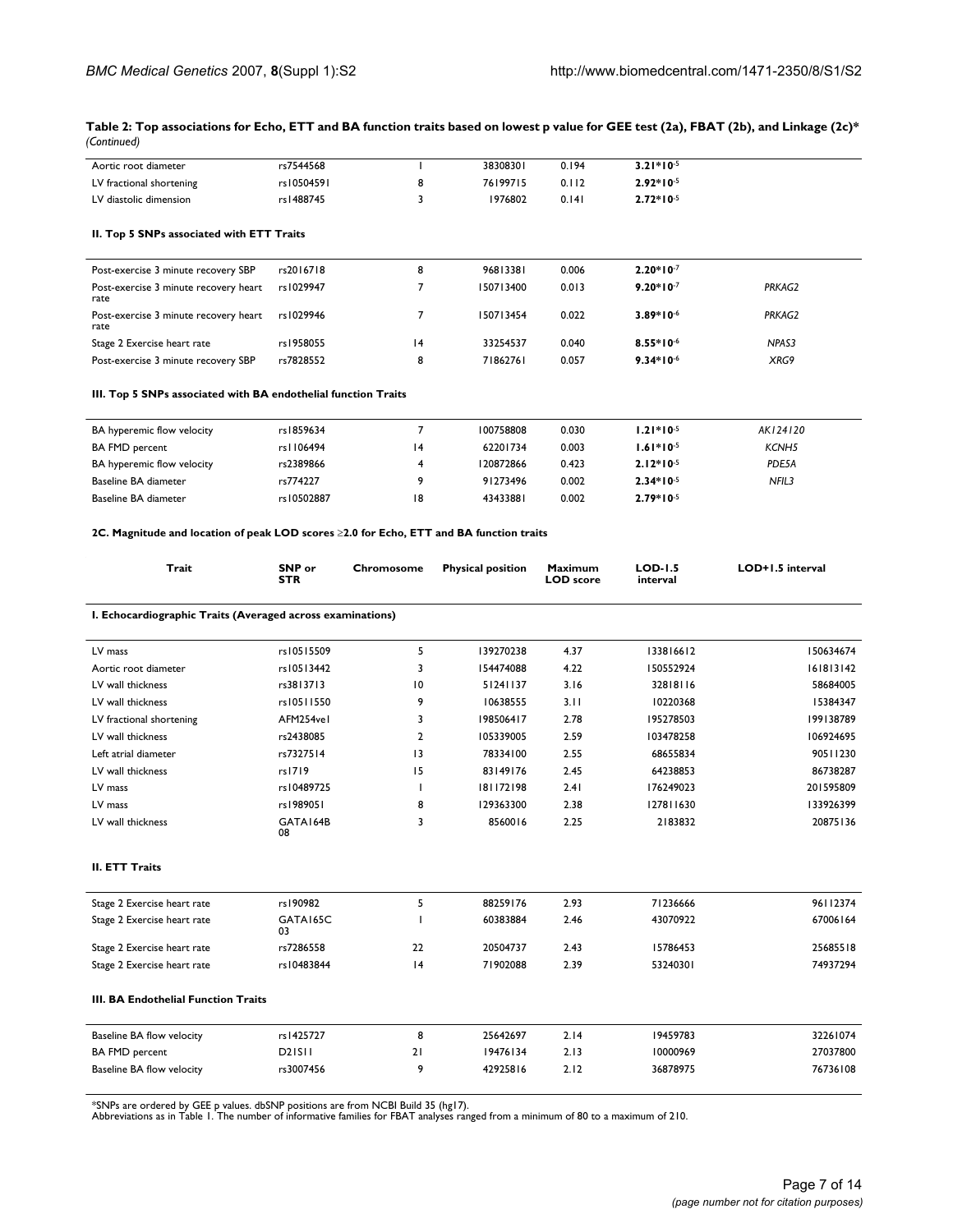**Table 2: Top associations for Echo, ETT and BA function traits based on lowest p value for GEE test (2a), FBAT (2b), and Linkage (2c)*** *(Continued)*

| | | | | | | |
|---|---|---|---|---|---|---|
| Aortic root diameter | rs7544568 | 1 | 38308301 | 0.194 | **$3.21*10^{-5}$** | |
| LV fractional shortening | rs10504591 | 8 | 76199715 | 0.112 | **$2.92*10^{-5}$** | |
| LV diastolic dimension | rs1488745 | 3 | 1976802 | 0.141 | **$2.72*10^{-5}$** | |
| **II. Top 5 SNPs associated with ETT Traits** | | | | | | |
| Post-exercise 3 minute recovery SBP | rs2016718 | 8 | 96813381 | 0.006 | **$2.20*10^{-7}$** | |
| Post-exercise 3 minute recovery heart rate | rs1029947 | 7 | 150713400 | 0.013 | **$9.20*10^{-7}$** | *PRKAG2* |
| Post-exercise 3 minute recovery heart rate | rs1029946 | 7 | 150713454 | 0.022 | **$3.89*10^{-6}$** | *PRKAG2* |
| Stage 2 Exercise heart rate | rs1958055 | 14 | 33254537 | 0.040 | **$8.55*10^{-6}$** | *NPAS3* |
| Post-exercise 3 minute recovery SBP | rs7828552 | 8 | 71862761 | 0.057 | **$9.34*10^{-6}$** | *XRG9* |
| **III. Top 5 SNPs associated with BA endothelial function Traits** | | | | | | |
| BA hyperemic flow velocity | rs1859634 | 7 | 100758808 | 0.030 | **$1.21*10^{-5}$** | *AK124120* |
| BA FMD percent | rs1106494 | 14 | 62201734 | 0.003 | **$1.61*10^{-5}$** | *KCNH5* |
| BA hyperemic flow velocity | rs2389866 | 4 | 120872866 | 0.423 | **$2.12*10^{-5}$** | *PDE5A* |
| Baseline BA diameter | rs774227 | 9 | 91273496 | 0.002 | **$2.34*10^{-5}$** | *NFIL3* |
| Baseline BA diameter | rs10502887 | 18 | 43433881 | 0.002 | **$2.79*10^{-5}$** | |

**2C. Magnitude and location of peak LOD scores ≥2.0 for Echo, ETT and BA function traits**

| Trait | SNP or STR | Chromosome | Physical position | Maximum LOD score | LOD-1.5 interval | LOD+1.5 interval |
|---|---|---|---|---|---|---|
| **I. Echocardiographic Traits (Averaged across examinations)** | | | | | | |
| LV mass | rs10515509 | 5 | 139270238 | 4.37 | 133816612 | 150634674 |
| Aortic root diameter | rs10513442 | 3 | 154474088 | 4.22 | 150552924 | 161813142 |
| LV wall thickness | rs3813713 | 10 | 51241137 | 3.16 | 32818116 | 58684005 |
| LV wall thickness | rs10511550 | 9 | 10638555 | 3.11 | 10220368 | 15384347 |
| LV fractional shortening | AFM254ve1 | 3 | 198506417 | 2.78 | 195278503 | 199138789 |
| LV wall thickness | rs2438085 | 2 | 105339005 | 2.59 | 103478258 | 106924695 |
| Left atrial diameter | rs7327514 | 13 | 78334100 | 2.55 | 68655834 | 90511230 |
| LV wall thickness | rs1719 | 15 | 83149176 | 2.45 | 64238853 | 86738287 |
| LV mass | rs10489725 | 1 | 181172198 | 2.41 | 176249023 | 201595809 |
| LV mass | rs1989051 | 8 | 129363300 | 2.38 | 127811630 | 133926399 |
| LV wall thickness | GATA164B08 | 3 | 8560016 | 2.25 | 2183832 | 20875136 |
| **II. ETT Traits** | | | | | | |
| Stage 2 Exercise heart rate | rs190982 | 5 | 88259176 | 2.93 | 71236666 | 96112374 |
| Stage 2 Exercise heart rate | GATA165C03 | 1 | 60383884 | 2.46 | 43070922 | 67006164 |
| Stage 2 Exercise heart rate | rs7286558 | 22 | 20504737 | 2.43 | 15786453 | 25685518 |
| Stage 2 Exercise heart rate | rs10483844 | 14 | 71902088 | 2.39 | 53240301 | 74937294 |
| **III. BA Endothelial Function Traits** | | | | | | |
| Baseline BA flow velocity | rs1425727 | 8 | 25642697 | 2.14 | 19459783 | 32261074 |
| BA FMD percent | D21S11 | 21 | 19476134 | 2.13 | 10000969 | 27037800 |
| Baseline BA flow velocity | rs3007456 | 9 | 42925816 | 2.12 | 36878975 | 76736108 |

*SNPs are ordered by GEE p values. dbSNP positions are from NCBI Build 35 (hg17).
Abbreviations as in Table 1. The number of informative families for FBAT analyses ranged from a minimum of 80 to a maximum of 210.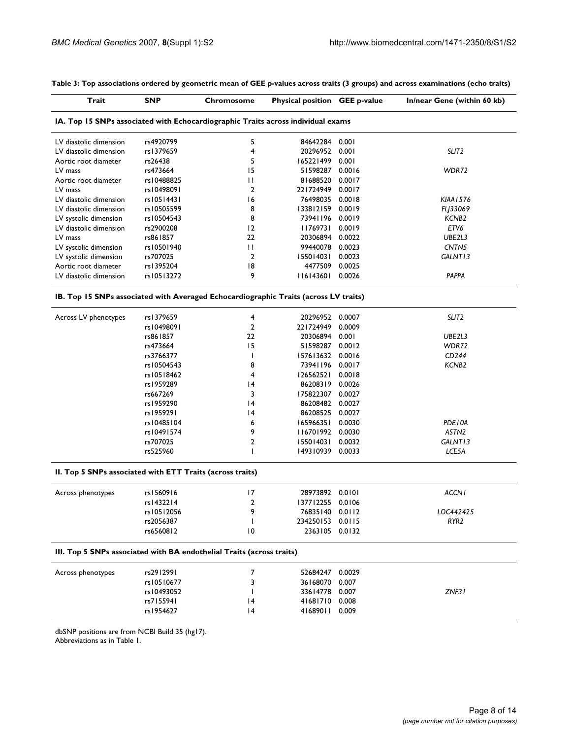**Table 3: Top associations ordered by geometric mean of GEE p-values across traits (3 groups) and across examinations (echo traits)**

| Trait | SNP | Chromosome | Physical position | GEE p-value | In/near Gene (within 60 kb) |
|---|---|---|---|---|---|
| **IA. Top 15 SNPs associated with Echocardiographic Traits across individual exams** | | | | | |
| LV diastolic dimension | rs4920799 | 5 | 84642284 | 0.001 | |
| LV diastolic dimension | rs1379659 | 4 | 20296952 | 0.001 | *SLIT2* |
| Aortic root diameter | rs26438 | 5 | 165221499 | 0.001 | |
| LV mass | rs473664 | 15 | 51598287 | 0.0016 | *WDR72* |
| Aortic root diameter | rs10488825 | 11 | 81688520 | 0.0017 | |
| LV mass | rs10498091 | 2 | 221724949 | 0.0017 | |
| LV diastolic dimension | rs10514431 | 16 | 76498035 | 0.0018 | *KIAA1576* |
| LV diastolic dimension | rs10505599 | 8 | 133812159 | 0.0019 | *FLJ33069* |
| LV systolic dimension | rs10504543 | 8 | 73941196 | 0.0019 | *KCNB2* |
| LV diastolic dimension | rs2900208 | 12 | 11769731 | 0.0019 | *ETV6* |
| LV mass | rs861857 | 22 | 20306894 | 0.0022 | *UBE2L3* |
| LV systolic dimension | rs10501940 | 11 | 99440078 | 0.0023 | *CNTN5* |
| LV systolic dimension | rs707025 | 2 | 155014031 | 0.0023 | *GALNT13* |
| Aortic root diameter | rs1395204 | 18 | 4477509 | 0.0025 | |
| LV diastolic dimension | rs10513272 | 9 | 116143601 | 0.0026 | *PAPPA* |
| **IB. Top 15 SNPs associated with Averaged Echocardiographic Traits (across LV traits)** | | | | | |
| Across LV phenotypes | rs1379659 | 4 | 20296952 | 0.0007 | *SLIT2* |
| | rs10498091 | 2 | 221724949 | 0.0009 | |
| | rs861857 | 22 | 20306894 | 0.001 | *UBE2L3* |
| | rs473664 | 15 | 51598287 | 0.0012 | *WDR72* |
| | rs3766377 | 1 | 157613632 | 0.0016 | *CD244* |
| | rs10504543 | 8 | 73941196 | 0.0017 | *KCNB2* |
| | rs10518462 | 4 | 126562521 | 0.0018 | |
| | rs1959289 | 14 | 86208319 | 0.0026 | |
| | rs667269 | 3 | 175822307 | 0.0027 | |
| | rs1959290 | 14 | 86208482 | 0.0027 | |
| | rs1959291 | 14 | 86208525 | 0.0027 | |
| | rs10485104 | 6 | 165966351 | 0.0030 | *PDE10A* |
| | rs10491574 | 9 | 116701992 | 0.0030 | *ASTN2* |
| | rs707025 | 2 | 155014031 | 0.0032 | *GALNT13* |
| | rs525960 | 1 | 149310939 | 0.0033 | *LCE5A* |
| **II. Top 5 SNPs associated with ETT Traits (across traits)** | | | | | |
| Across phenotypes | rs1560916 | 17 | 28973892 | 0.0101 | *ACCN1* |
| | rs1432214 | 2 | 137712255 | 0.0106 | |
| | rs10512056 | 9 | 76835140 | 0.0112 | *LOC442425* |
| | rs2056387 | 1 | 234250153 | 0.0115 | *RYR2* |
| | rs6560812 | 10 | 2363105 | 0.0132 | |
| **III. Top 5 SNPs associated with BA endothelial Traits (across traits)** | | | | | |
| Across phenotypes | rs2912991 | 7 | 52684247 | 0.0029 | |
| | rs10510677 | 3 | 36168070 | 0.007 | |
| | rs10493052 | 1 | 33614778 | 0.007 | *ZNF31* |
| | rs7155941 | 14 | 41681710 | 0.008 | |
| | rs1954627 | 14 | 41689011 | 0.009 | |

dbSNP positions are from NCBI Build 35 (hg17).
Abbreviations as in Table 1.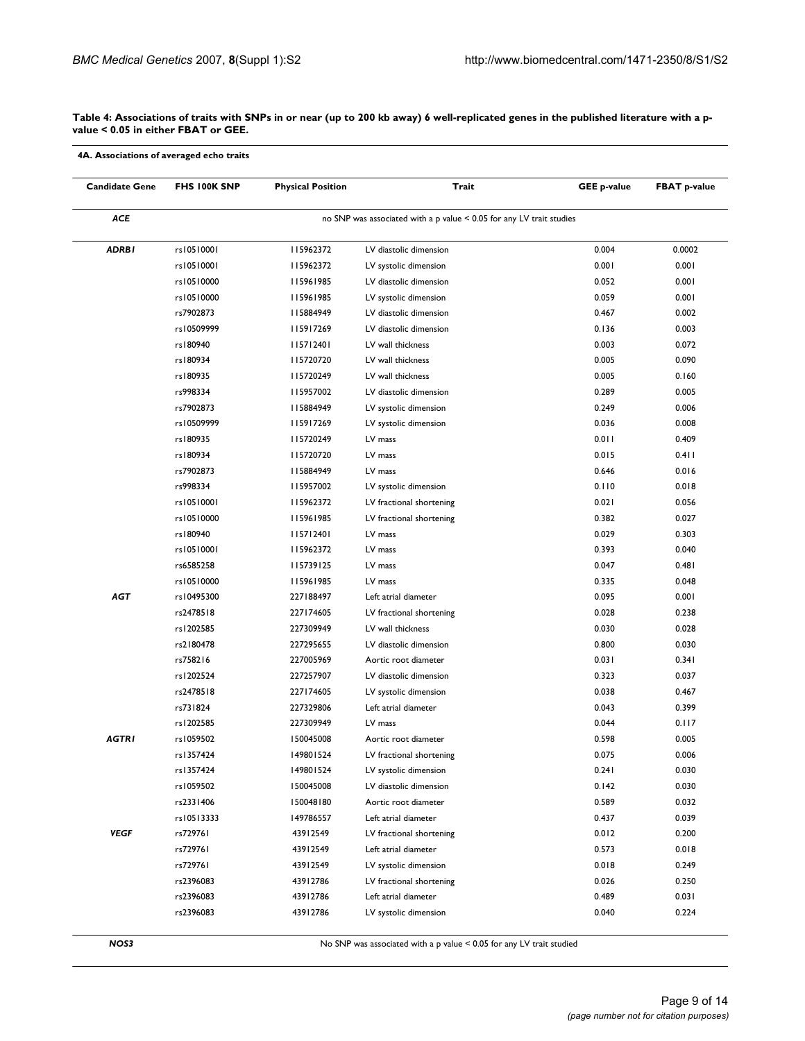**Table 4: Associations of traits with SNPs in or near (up to 200 kb away) 6 well-replicated genes in the published literature with a p-value < 0.05 in either FBAT or GEE.**

**4A. Associations of averaged echo traits**

| Candidate Gene | FHS 100K SNP | Physical Position | Trait | GEE p-value | FBAT p-value |
|---|---|---|---|---|---|
| ***ACE*** | no SNP was associated with a p value < 0.05 for any LV trait studies | | | | |
| ***ADRB1*** | rs10510001 | 115962372 | LV diastolic dimension | 0.004 | 0.0002 |
| | rs10510001 | 115962372 | LV systolic dimension | 0.001 | 0.001 |
| | rs10510000 | 115961985 | LV diastolic dimension | 0.052 | 0.001 |
| | rs10510000 | 115961985 | LV systolic dimension | 0.059 | 0.001 |
| | rs7902873 | 115884949 | LV diastolic dimension | 0.467 | 0.002 |
| | rs10509999 | 115917269 | LV diastolic dimension | 0.136 | 0.003 |
| | rs180940 | 115712401 | LV wall thickness | 0.003 | 0.072 |
| | rs180934 | 115720720 | LV wall thickness | 0.005 | 0.090 |
| | rs180935 | 115720249 | LV wall thickness | 0.005 | 0.160 |
| | rs998334 | 115957002 | LV diastolic dimension | 0.289 | 0.005 |
| | rs7902873 | 115884949 | LV systolic dimension | 0.249 | 0.006 |
| | rs10509999 | 115917269 | LV systolic dimension | 0.036 | 0.008 |
| | rs180935 | 115720249 | LV mass | 0.011 | 0.409 |
| | rs180934 | 115720720 | LV mass | 0.015 | 0.411 |
| | rs7902873 | 115884949 | LV mass | 0.646 | 0.016 |
| | rs998334 | 115957002 | LV systolic dimension | 0.110 | 0.018 |
| | rs10510001 | 115962372 | LV fractional shortening | 0.021 | 0.056 |
| | rs10510000 | 115961985 | LV fractional shortening | 0.382 | 0.027 |
| | rs180940 | 115712401 | LV mass | 0.029 | 0.303 |
| | rs10510001 | 115962372 | LV mass | 0.393 | 0.040 |
| | rs6585258 | 115739125 | LV mass | 0.047 | 0.481 |
| | rs10510000 | 115961985 | LV mass | 0.335 | 0.048 |
| ***AGT*** | rs10495300 | 227188497 | Left atrial diameter | 0.095 | 0.001 |
| | rs2478518 | 227174605 | LV fractional shortening | 0.028 | 0.238 |
| | rs1202585 | 227309949 | LV wall thickness | 0.030 | 0.028 |
| | rs2180478 | 227295655 | LV diastolic dimension | 0.800 | 0.030 |
| | rs758216 | 227005969 | Aortic root diameter | 0.031 | 0.341 |
| | rs1202524 | 227257907 | LV diastolic dimension | 0.323 | 0.037 |
| | rs2478518 | 227174605 | LV systolic dimension | 0.038 | 0.467 |
| | rs731824 | 227329806 | Left atrial diameter | 0.043 | 0.399 |
| | rs1202585 | 227309949 | LV mass | 0.044 | 0.117 |
| ***AGTR1*** | rs1059502 | 150045008 | Aortic root diameter | 0.598 | 0.005 |
| | rs1357424 | 149801524 | LV fractional shortening | 0.075 | 0.006 |
| | rs1357424 | 149801524 | LV systolic dimension | 0.241 | 0.030 |
| | rs1059502 | 150045008 | LV diastolic dimension | 0.142 | 0.030 |
| | rs2331406 | 150048180 | Aortic root diameter | 0.589 | 0.032 |
| | rs10513333 | 149786557 | Left atrial diameter | 0.437 | 0.039 |
| ***VEGF*** | rs729761 | 43912549 | LV fractional shortening | 0.012 | 0.200 |
| | rs729761 | 43912549 | Left atrial diameter | 0.573 | 0.018 |
| | rs729761 | 43912549 | LV systolic dimension | 0.018 | 0.249 |
| | rs2396083 | 43912786 | LV fractional shortening | 0.026 | 0.250 |
| | rs2396083 | 43912786 | Left atrial diameter | 0.489 | 0.031 |
| | rs2396083 | 43912786 | LV systolic dimension | 0.040 | 0.224 |
| ***NOS3*** | No SNP was associated with a p value < 0.05 for any LV trait studied | | | | |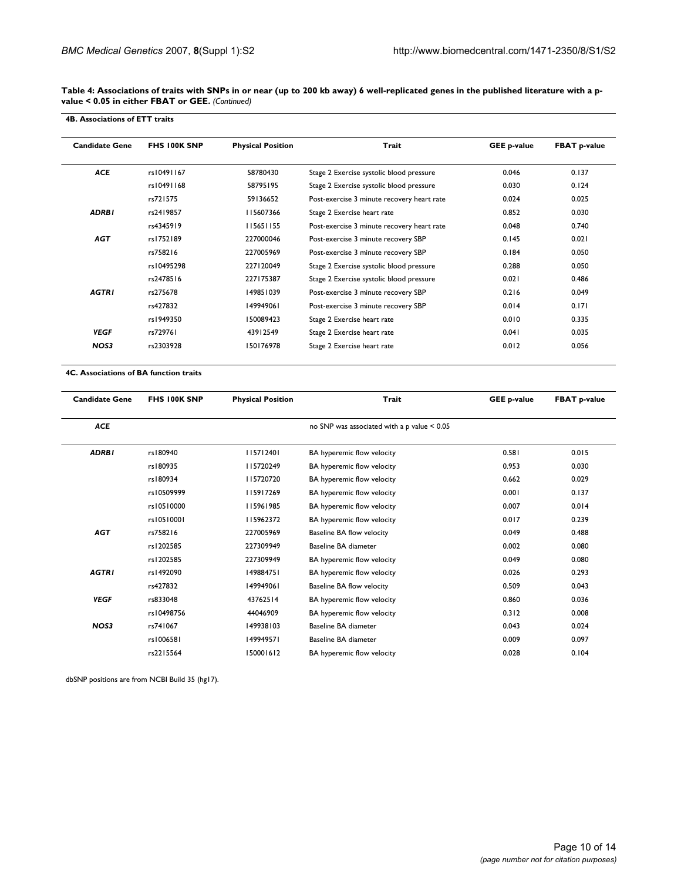**Table 4: Associations of traits with SNPs in or near (up to 200 kb away) 6 well-replicated genes in the published literature with a p-value < 0.05 in either FBAT or GEE.** *(Continued)*

**4B. Associations of ETT traits**

| Candidate Gene | FHS 100K SNP | Physical Position | Trait | GEE p-value | FBAT p-value |
|---|---|---|---|---|---|
| ***ACE*** | rs10491167 | 58780430 | Stage 2 Exercise systolic blood pressure | 0.046 | 0.137 |
| | rs10491168 | 58795195 | Stage 2 Exercise systolic blood pressure | 0.030 | 0.124 |
| | rs721575 | 59136652 | Post-exercise 3 minute recovery heart rate | 0.024 | 0.025 |
| ***ADRB1*** | rs2419857 | 115607366 | Stage 2 Exercise heart rate | 0.852 | 0.030 |
| | rs4345919 | 115651155 | Post-exercise 3 minute recovery heart rate | 0.048 | 0.740 |
| ***AGT*** | rs1752189 | 227000046 | Post-exercise 3 minute recovery SBP | 0.145 | 0.021 |
| | rs758216 | 227005969 | Post-exercise 3 minute recovery SBP | 0.184 | 0.050 |
| | rs10495298 | 227120049 | Stage 2 Exercise systolic blood pressure | 0.288 | 0.050 |
| | rs2478516 | 227175387 | Stage 2 Exercise systolic blood pressure | 0.021 | 0.486 |
| ***AGTR1*** | rs275678 | 149851039 | Post-exercise 3 minute recovery SBP | 0.216 | 0.049 |
| | rs427832 | 149949061 | Post-exercise 3 minute recovery SBP | 0.014 | 0.171 |
| | rs1949350 | 150089423 | Stage 2 Exercise heart rate | 0.010 | 0.335 |
| ***VEGF*** | rs729761 | 43912549 | Stage 2 Exercise heart rate | 0.041 | 0.035 |
| ***NOS3*** | rs2303928 | 150176978 | Stage 2 Exercise heart rate | 0.012 | 0.056 |

**4C. Associations of BA function traits**

| Candidate Gene | FHS 100K SNP | Physical Position | Trait | GEE p-value | FBAT p-value |
|---|---|---|---|---|---|
| ***ACE*** | | | no SNP was associated with a p value < 0.05 | | |
| ***ADRB1*** | rs180940 | 115712401 | BA hyperemic flow velocity | 0.581 | 0.015 |
| | rs180935 | 115720249 | BA hyperemic flow velocity | 0.953 | 0.030 |
| | rs180934 | 115720720 | BA hyperemic flow velocity | 0.662 | 0.029 |
| | rs10509999 | 115917269 | BA hyperemic flow velocity | 0.001 | 0.137 |
| | rs10510000 | 115961985 | BA hyperemic flow velocity | 0.007 | 0.014 |
| | rs10510001 | 115962372 | BA hyperemic flow velocity | 0.017 | 0.239 |
| ***AGT*** | rs758216 | 227005969 | Baseline BA flow velocity | 0.049 | 0.488 |
| | rs1202585 | 227309949 | Baseline BA diameter | 0.002 | 0.080 |
| | rs1202585 | 227309949 | BA hyperemic flow velocity | 0.049 | 0.080 |
| ***AGTR1*** | rs1492090 | 149884751 | BA hyperemic flow velocity | 0.026 | 0.293 |
| | rs427832 | 149949061 | Baseline BA flow velocity | 0.509 | 0.043 |
| ***VEGF*** | rs833048 | 43762514 | BA hyperemic flow velocity | 0.860 | 0.036 |
| | rs10498756 | 44046909 | BA hyperemic flow velocity | 0.312 | 0.008 |
| ***NOS3*** | rs741067 | 149938103 | Baseline BA diameter | 0.043 | 0.024 |
| | rs1006581 | 149949571 | Baseline BA diameter | 0.009 | 0.097 |
| | rs2215564 | 150001612 | BA hyperemic flow velocity | 0.028 | 0.104 |

dbSNP positions are from NCBI Build 35 (hg17).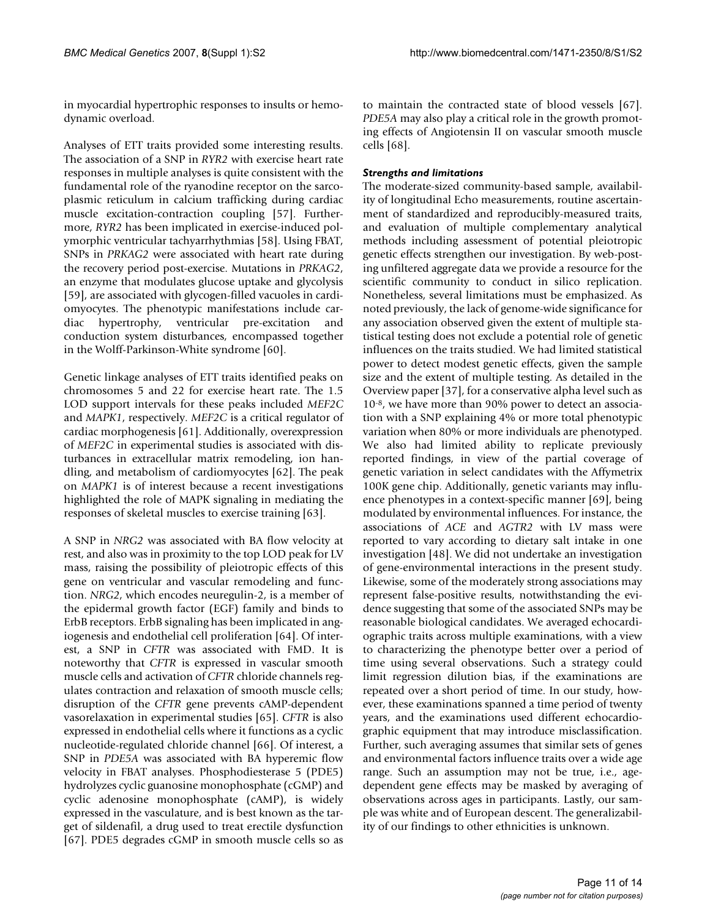in myocardial hypertrophic responses to insults or hemodynamic overload.

Analyses of ETT traits provided some interesting results. The association of a SNP in *RYR2* with exercise heart rate responses in multiple analyses is quite consistent with the fundamental role of the ryanodine receptor on the sarcoplasmic reticulum in calcium trafficking during cardiac muscle excitation-contraction coupling [57]. Furthermore, *RYR2* has been implicated in exercise-induced polymorphic ventricular tachyarrhythmias [58]. Using FBAT, SNPs in *PRKAG2* were associated with heart rate during the recovery period post-exercise. Mutations in *PRKAG2*, an enzyme that modulates glucose uptake and glycolysis [59], are associated with glycogen-filled vacuoles in cardiomyocytes. The phenotypic manifestations include cardiac hypertrophy, ventricular pre-excitation and conduction system disturbances, encompassed together in the Wolff-Parkinson-White syndrome [60].

Genetic linkage analyses of ETT traits identified peaks on chromosomes 5 and 22 for exercise heart rate. The 1.5 LOD support intervals for these peaks included *MEF2C* and *MAPK1*, respectively. *MEF2C* is a critical regulator of cardiac morphogenesis [61]. Additionally, overexpression of *MEF2C* in experimental studies is associated with disturbances in extracellular matrix remodeling, ion handling, and metabolism of cardiomyocytes [62]. The peak on *MAPK1* is of interest because a recent investigations highlighted the role of MAPK signaling in mediating the responses of skeletal muscles to exercise training [63].

A SNP in *NRG2* was associated with BA flow velocity at rest, and also was in proximity to the top LOD peak for LV mass, raising the possibility of pleiotropic effects of this gene on ventricular and vascular remodeling and function. *NRG2*, which encodes neuregulin-2, is a member of the epidermal growth factor (EGF) family and binds to ErbB receptors. ErbB signaling has been implicated in angiogenesis and endothelial cell proliferation [64]. Of interest, a SNP in *CFTR* was associated with FMD. It is noteworthy that *CFTR* is expressed in vascular smooth muscle cells and activation of *CFTR* chloride channels regulates contraction and relaxation of smooth muscle cells; disruption of the *CFTR* gene prevents cAMP-dependent vasorelaxation in experimental studies [65]. *CFTR* is also expressed in endothelial cells where it functions as a cyclic nucleotide-regulated chloride channel [66]. Of interest, a SNP in *PDE5A* was associated with BA hyperemic flow velocity in FBAT analyses. Phosphodiesterase 5 (PDE5) hydrolyzes cyclic guanosine monophosphate (cGMP) and cyclic adenosine monophosphate (cAMP), is widely expressed in the vasculature, and is best known as the target of sildenafil, a drug used to treat erectile dysfunction [67]. PDE5 degrades cGMP in smooth muscle cells so as to maintain the contracted state of blood vessels [67]. *PDE5A* may also play a critical role in the growth promoting effects of Angiotensin II on vascular smooth muscle cells [68].

### Strengths and limitations

The moderate-sized community-based sample, availability of longitudinal Echo measurements, routine ascertainment of standardized and reproducibly-measured traits, and evaluation of multiple complementary analytical methods including assessment of potential pleiotropic genetic effects strengthen our investigation. By web-posting unfiltered aggregate data we provide a resource for the scientific community to conduct in silico replication. Nonetheless, several limitations must be emphasized. As noted previously, the lack of genome-wide significance for any association observed given the extent of multiple statistical testing does not exclude a potential role of genetic influences on the traits studied. We had limited statistical power to detect modest genetic effects, given the sample size and the extent of multiple testing. As detailed in the Overview paper [37], for a conservative alpha level such as $10^{-8}$, we have more than 90% power to detect an association with a SNP explaining 4% or more total phenotypic variation when 80% or more individuals are phenotyped. We also had limited ability to replicate previously reported findings, in view of the partial coverage of genetic variation in select candidates with the Affymetrix 100K gene chip. Additionally, genetic variants may influence phenotypes in a context-specific manner [69], being modulated by environmental influences. For instance, the associations of *ACE* and *AGTR2* with LV mass were reported to vary according to dietary salt intake in one investigation [48]. We did not undertake an investigation of gene-environmental interactions in the present study. Likewise, some of the moderately strong associations may represent false-positive results, notwithstanding the evidence suggesting that some of the associated SNPs may be reasonable biological candidates. We averaged echocardiographic traits across multiple examinations, with a view to characterizing the phenotype better over a period of time using several observations. Such a strategy could limit regression dilution bias, if the examinations are repeated over a short period of time. In our study, however, these examinations spanned a time period of twenty years, and the examinations used different echocardiographic equipment that may introduce misclassification. Further, such averaging assumes that similar sets of genes and environmental factors influence traits over a wide age range. Such an assumption may not be true, i.e., age-dependent gene effects may be masked by averaging of observations across ages in participants. Lastly, our sample was white and of European descent. The generalizability of our findings to other ethnicities is unknown.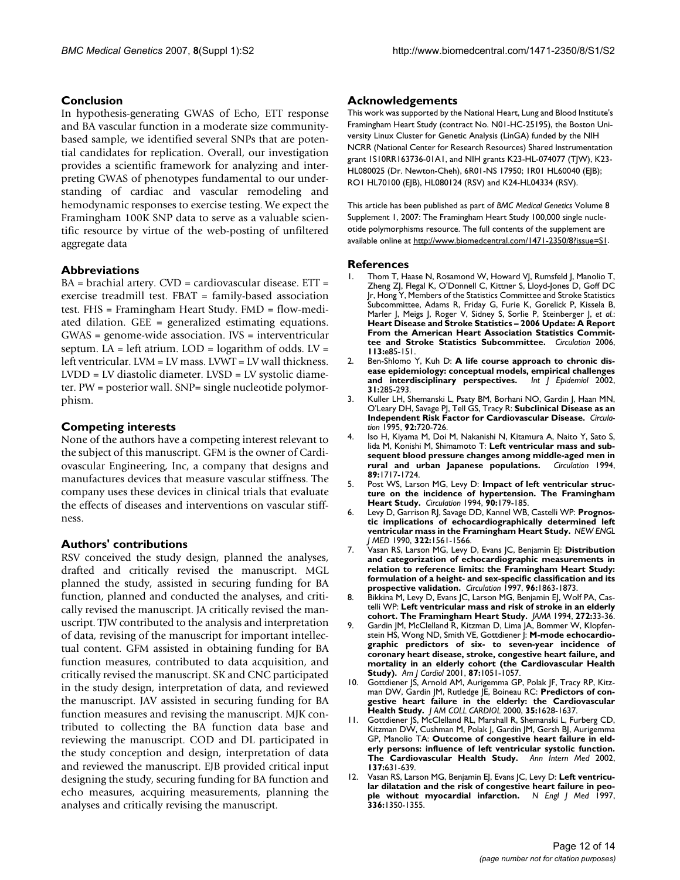## Conclusion

In hypothesis-generating GWAS of Echo, ETT response and BA vascular function in a moderate size community-based sample, we identified several SNPs that are potential candidates for replication. Overall, our investigation provides a scientific framework for analyzing and interpreting GWAS of phenotypes fundamental to our understanding of cardiac and vascular remodeling and hemodynamic responses to exercise testing. We expect the Framingham 100K SNP data to serve as a valuable scientific resource by virtue of the web-posting of unfiltered aggregate data

## Abbreviations

BA = brachial artery. CVD = cardiovascular disease. ETT = exercise treadmill test. FBAT = family-based association test. FHS = Framingham Heart Study. FMD = flow-mediated dilation. GEE = generalized estimating equations. GWAS = genome-wide association. IVS = interventricular septum. LA = left atrium. LOD = logarithm of odds. LV = left ventricular. LVM = LV mass. LVWT = LV wall thickness. LVDD = LV diastolic diameter. LVSD = LV systolic diameter. PW = posterior wall. SNP= single nucleotide polymorphism.

## Competing interests

None of the authors have a competing interest relevant to the subject of this manuscript. GFM is the owner of Cardiovascular Engineering, Inc, a company that designs and manufactures devices that measure vascular stiffness. The company uses these devices in clinical trials that evaluate the effects of diseases and interventions on vascular stiffness.

## Authors' contributions

RSV conceived the study design, planned the analyses, drafted and critically revised the manuscript. MGL planned the study, assisted in securing funding for BA function, planned and conducted the analyses, and critically revised the manuscript. JA critically revised the manuscript. TJW contributed to the analysis and interpretation of data, revising of the manuscript for important intellectual content. GFM assisted in obtaining funding for BA function measures, contributed to data acquisition, and critically revised the manuscript. SK and CNC participated in the study design, interpretation of data, and reviewed the manuscript. JAV assisted in securing funding for BA function measures and revising the manuscript. MJK contributed to collecting the BA function data base and reviewing the manuscript. COD and DL participated in the study conception and design, interpretation of data and reviewed the manuscript. EJB provided critical input designing the study, securing funding for BA function and echo measures, acquiring measurements, planning the analyses and critically revising the manuscript.

## Acknowledgements

This work was supported by the National Heart, Lung and Blood Institute's Framingham Heart Study (contract No. N01-HC-25195), the Boston University Linux Cluster for Genetic Analysis (LinGA) funded by the NIH NCRR (National Center for Research Resources) Shared Instrumentation grant 1S10RR163736-01A1, and NIH grants K23-HL-074077 (TJW), K23-HL080025 (Dr. Newton-Cheh), 6R01-NS 17950; 1R01 HL60040 (EJB); RO1 HL70100 (EJB), HL080124 (RSV) and K24-HL04334 (RSV).

This article has been published as part of *BMC Medical Genetics* Volume 8 Supplement 1, 2007: The Framingham Heart Study 100,000 single nucleotide polymorphisms resource. The full contents of the supplement are available online at http://www.biomedcentral.com/1471-2350/8?issue=S1.

## References

1. Thom T, Haase N, Rosamond W, Howard VJ, Rumsfeld J, Manolio T, Zheng ZJ, Flegal K, O'Donnell C, Kittner S, Lloyd-Jones D, Goff DC Jr, Hong Y, Members of the Statistics Committee and Stroke Statistics Subcommittee, Adams R, Friday G, Furie K, Gorelick P, Kissela B, Marler J, Meigs J, Roger V, Sidney S, Sorlie P, Steinberger J, *et al.*: **Heart Disease and Stroke Statistics – 2006 Update: A Report From the American Heart Association Statistics Committee and Stroke Statistics Subcommittee.** *Circulation* 2006, **113:**e85-151.
2. Ben-Shlomo Y, Kuh D: **A life course approach to chronic disease epidemiology: conceptual models, empirical challenges and interdisciplinary perspectives.** *Int J Epidemiol* 2002, **31:**285-293.
3. Kuller LH, Shemanski L, Psaty BM, Borhani NO, Gardin J, Haan MN, O'Leary DH, Savage PJ, Tell GS, Tracy R: **Subclinical Disease as an Independent Risk Factor for Cardiovascular Disease.** *Circulation* 1995, **92:**720-726.
4. Iso H, Kiyama M, Doi M, Nakanishi N, Kitamura A, Naito Y, Sato S, Iida M, Konishi M, Shimamoto T: **Left ventricular mass and subsequent blood pressure changes among middle-aged men in rural and urban Japanese populations.** *Circulation* 1994, **89:**1717-1724.
5. Post WS, Larson MG, Levy D: **Impact of left ventricular structure on the incidence of hypertension. The Framingham Heart Study.** *Circulation* 1994, **90:**179-185.
6. Levy D, Garrison RJ, Savage DD, Kannel WB, Castelli WP: **Prognostic implications of echocardiographically determined left ventricular mass in the Framingham Heart Study.** *NEW ENGL J MED* 1990, **322:**1561-1566.
7. Vasan RS, Larson MG, Levy D, Evans JC, Benjamin EJ: **Distribution and categorization of echocardiographic measurements in relation to reference limits: the Framingham Heart Study: formulation of a height- and sex-specific classification and its prospective validation.** *Circulation* 1997, **96:**1863-1873.
8. Bikkina M, Levy D, Evans JC, Larson MG, Benjamin EJ, Wolf PA, Castelli WP: **Left ventricular mass and risk of stroke in an elderly cohort. The Framingham Heart Study.** *JAMA* 1994, **272:**33-36.
9. Gardin JM, McClelland R, Kitzman D, Lima JA, Bommer W, Klopfenstein HS, Wong ND, Smith VE, Gottdiener J: **M-mode echocardiographic predictors of six- to seven-year incidence of coronary heart disease, stroke, congestive heart failure, and mortality in an elderly cohort (the Cardiovascular Health Study).** *Am J Cardiol* 2001, **87:**1051-1057.
10. Gottdiener JS, Arnold AM, Aurigemma GP, Polak JF, Tracy RP, Kitzman DW, Gardin JM, Rutledge JE, Boineau RC: **Predictors of congestive heart failure in the elderly: the Cardiovascular Health Study.** *J AM COLL CARDIOL* 2000, **35:**1628-1637.
11. Gottdiener JS, McClelland RL, Marshall R, Shemanski L, Furberg CD, Kitzman DW, Cushman M, Polak J, Gardin JM, Gersh BJ, Aurigemma GP, Manolio TA: **Outcome of congestive heart failure in elderly persons: influence of left ventricular systolic function. The Cardiovascular Health Study.** *Ann Intern Med* 2002, **137:**631-639.
12. Vasan RS, Larson MG, Benjamin EJ, Evans JC, Levy D: **Left ventricular dilatation and the risk of congestive heart failure in people without myocardial infarction.** *N Engl J Med* 1997, **336:**1350-1355.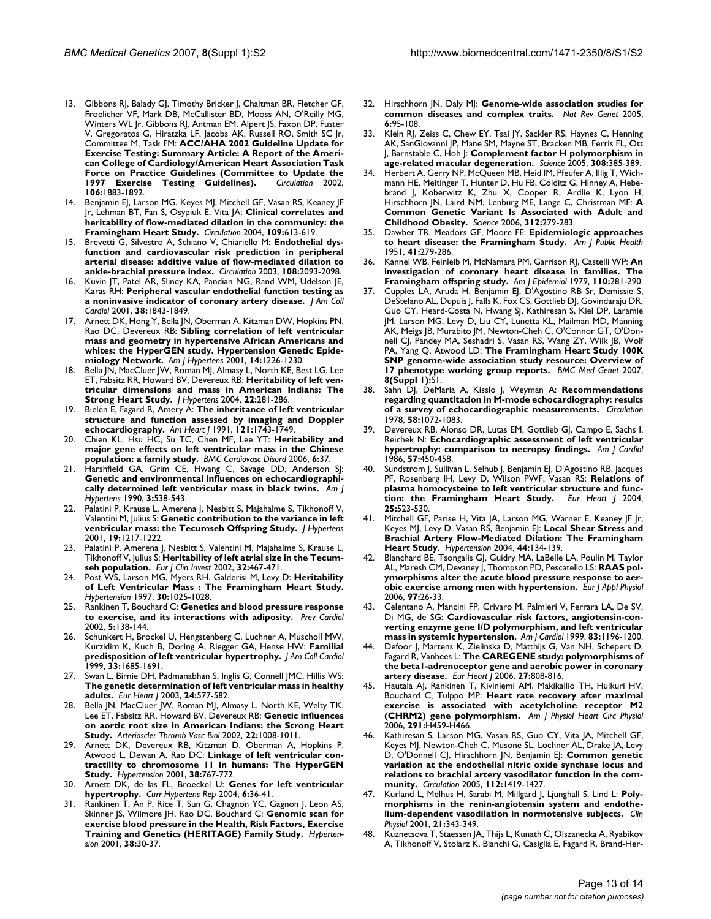13. Gibbons RJ, Balady GJ, Timothy Bricker J, Chaitman BR, Fletcher GF, Froelicher VF, Mark DB, McCallister BD, Mooss AN, O'Reilly MG, Winters WL Jr, Gibbons RJ, Antman EM, Alpert JS, Faxon DP, Fuster V, Gregoratos G, Hiratzka LF, Jacobs AK, Russell RO, Smith SC Jr, Committee M, Task FM: **ACC/AHA 2002 Guideline Update for Exercise Testing: Summary Article: A Report of the American College of Cardiology/American Heart Association Task Force on Practice Guidelines (Committee to Update the 1997 Exercise Testing Guidelines).** *Circulation* 2002, **106:**1883-1892.
14. Benjamin EJ, Larson MG, Keyes MJ, Mitchell GF, Vasan RS, Keaney JF Jr, Lehman BT, Fan S, Osypiuk E, Vita JA: **Clinical correlates and heritability of flow-mediated dilation in the community: the Framingham Heart Study.** *Circulation* 2004, **109:**613-619.
15. Brevetti G, Silvestro A, Schiano V, Chiariello M: **Endothelial dysfunction and cardiovascular risk prediction in peripheral arterial disease: additive value of flow-mediated dilation to ankle-brachial pressure index.** *Circulation* 2003, **108:**2093-2098.
16. Kuvin JT, Patel AR, Sliney KA, Pandian NG, Rand WM, Udelson JE, Karas RH: **Peripheral vascular endothelial function testing as a noninvasive indicator of coronary artery disease.** *J Am Coll Cardiol* 2001, **38:**1843-1849.
17. Arnett DK, Hong Y, Bella JN, Oberman A, Kitzman DW, Hopkins PN, Rao DC, Devereux RB: **Sibling correlation of left ventricular mass and geometry in hypertensive African Americans and whites: the HyperGEN study. Hypertension Genetic Epidemiology Network.** *Am J Hypertens* 2001, **14:**1226-1230.
18. Bella JN, MacCluer JW, Roman MJ, Almasy L, North KE, Best LG, Lee ET, Fabsitz RR, Howard BV, Devereux RB: **Heritability of left ventricular dimensions and mass in American Indians: The Strong Heart Study.** *J Hypertens* 2004, **22:**281-286.
19. Bielen E, Fagard R, Amery A: **The inheritance of left ventricular structure and function assessed by imaging and Doppler echocardiography.** *Am Heart J* 1991, **121:**1743-1749.
20. Chien KL, Hsu HC, Su TC, Chen MF, Lee YT: **Heritability and major gene effects on left ventricular mass in the Chinese population: a family study.** *BMC Cardiovasc Disord* 2006, **6:**37.
21. Harshfield GA, Grim CE, Hwang C, Savage DD, Anderson SJ: **Genetic and environmental influences on echocardiographically determined left ventricular mass in black twins.** *Am J Hypertens* 1990, **3:**538-543.
22. Palatini P, Krause L, Amerena J, Nesbitt S, Majahalme S, Tikhonoff V, Valentini M, Julius S: **Genetic contribution to the variance in left ventricular mass: the Tecumseh Offspring Study.** *J Hypertens* 2001, **19:**1217-1222.
23. Palatini P, Amerena J, Nesbitt S, Valentini M, Majahalme S, Krause L, Tikhonoff V, Julius S: **Heritability of left atrial size in the Tecumseh population.** *Eur J Clin Invest* 2002, **32:**467-471.
24. Post WS, Larson MG, Myers RH, Galderisi M, Levy D: **Heritability of Left Ventricular Mass : The Framingham Heart Study.** *Hypertension* 1997, **30:**1025-1028.
25. Rankinen T, Bouchard C: **Genetics and blood pressure response to exercise, and its interactions with adiposity.** *Prev Cardiol* 2002, **5:**138-144.
26. Schunkert H, Brockel U, Hengstenberg C, Luchner A, Muscholl MW, Kurzidim K, Kuch B, Doring A, Riegger GA, Hense HW: **Familial predisposition of left ventricular hypertrophy.** *J Am Coll Cardiol* 1999, **33:**1685-1691.
27. Swan L, Birnie DH, Padmanabhan S, Inglis G, Connell JMC, Hillis WS: **The genetic determination of left ventricular mass in healthy adults.** *Eur Heart J* 2003, **24:**577-582.
28. Bella JN, MacCluer JW, Roman MJ, Almasy L, North KE, Welty TK, Lee ET, Fabsitz RR, Howard BV, Devereux RB: **Genetic influences on aortic root size in American Indians: the Strong Heart Study.** *Arterioscler Thromb Vasc Biol* 2002, **22:**1008-1011.
29. Arnett DK, Devereux RB, Kitzman D, Oberman A, Hopkins P, Atwood L, Dewan A, Rao DC: **Linkage of left ventricular contractility to chromosome 11 in humans: The HyperGEN Study.** *Hypertension* 2001, **38:**767-772.
30. Arnett DK, de las FL, Broeckel U: **Genes for left ventricular hypertrophy.** *Curr Hypertens Rep* 2004, **6:**36-41.
31. Rankinen T, An P, Rice T, Sun G, Chagnon YC, Gagnon J, Leon AS, Skinner JS, Wilmore JH, Rao DC, Bouchard C: **Genomic scan for exercise blood pressure in the Health, Risk Factors, Exercise Training and Genetics (HERITAGE) Family Study.** *Hypertension* 2001, **38:**30-37.
32. Hirschhorn JN, Daly MJ: **Genome-wide association studies for common diseases and complex traits.** *Nat Rev Genet* 2005, **6:**95-108.
33. Klein RJ, Zeiss C, Chew EY, Tsai JY, Sackler RS, Haynes C, Henning AK, SanGiovanni JP, Mane SM, Mayne ST, Bracken MB, Ferris FL, Ott J, Barnstable C, Hoh J: **Complement factor H polymorphism in age-related macular degeneration.** *Science* 2005, **308:**385-389.
34. Herbert A, Gerry NP, McQueen MB, Heid IM, Pfeufer A, Illig T, Wichmann HE, Meitinger T, Hunter D, Hu FB, Colditz G, Hinney A, Hebebrand J, Koberwitz K, Zhu X, Cooper R, Ardlie K, Lyon H, Hirschhorn JN, Laird NM, Lenburg ME, Lange C, Christman MF: **A Common Genetic Variant Is Associated with Adult and Childhood Obesity.** *Science* 2006, **312:**279-283.
35. Dawber TR, Meadors GF, Moore FE: **Epidemiologic approaches to heart disease: the Framingham Study.** *Am J Public Health* 1951, **41:**279-286.
36. Kannel WB, Feinleib M, McNamara PM, Garrison RJ, Castelli WP: **An investigation of coronary heart disease in families. The Framingham offspring study.** *Am J Epidemiol* 1979, **110:**281-290.
37. Cupples LA, Aruda H, Benjamin EJ, D'Agostino RB Sr, Demissie S, DeStefano AL, Dupuis J, Falls K, Fox CS, Gottlieb DJ, Govindaraju DR, Guo CY, Heard-Costa N, Hwang SJ, Kathiresan S, Kiel DP, Laramie JM, Larson MG, Levy D, Liu CY, Lunetta KL, Mailman MD, Manning AK, Meigs JB, Murabito JM, Newton-Cheh C, O'Connor GT, O'Donnell CJ, Pandey MA, Seshadri S, Vasan RS, Wang ZY, Wilk JB, Wolf PA, Yang Q, Atwood LD: **The Framingham Heart Study 100K SNP genome-wide association study resource: Overview of 17 phenotype working group reports.** *BMC Med Genet* 2007, **8(Suppl 1):**S1.
38. Sahn DJ, DeMaria A, Kisslo J, Weyman A: **Recommendations regarding quantitation in M-mode echocardiography: results of a survey of echocardiographic measurements.** *Circulation* 1978, **58:**1072-1083.
39. Devereux RB, Alonso DR, Lutas EM, Gottlieb GJ, Campo E, Sachs I, Reichek N: **Echocardiographic assessment of left ventricular hypertrophy: comparison to necropsy findings.** *Am J Cardiol* 1986, **57:**450-458.
40. Sundstrom J, Sullivan L, Selhub J, Benjamin EJ, D'Agostino RB, Jacques PF, Rosenberg IH, Levy D, Wilson PWF, Vasan RS: **Relations of plasma homocysteine to left ventricular structure and function: the Framingham Heart Study.** *Eur Heart J* 2004, **25:**523-530.
41. Mitchell GF, Parise H, Vita JA, Larson MG, Warner E, Keaney JF Jr, Keyes MJ, Levy D, Vasan RS, Benjamin EJ: **Local Shear Stress and Brachial Artery Flow-Mediated Dilation: The Framingham Heart Study.** *Hypertension* 2004, **44:**134-139.
42. Blanchard BE, Tsongalis GJ, Guidry MA, LaBelle LA, Poulin M, Taylor AL, Maresh CM, Devaney J, Thompson PD, Pescatello LS: **RAAS polymorphisms alter the acute blood pressure response to aerobic exercise among men with hypertension.** *Eur J Appl Physiol* 2006, **97:**26-33.
43. Celentano A, Mancini FP, Crivaro M, Palmieri V, Ferrara LA, De SV, Di MG, de SG: **Cardiovascular risk factors, angiotensin-converting enzyme gene I/D polymorphism, and left ventricular mass in systemic hypertension.** *Am J Cardiol* 1999, **83:**1196-1200.
44. Defoor J, Martens K, Zielinska D, Matthijs G, Van NH, Schepers D, Fagard R, Vanhees L: **The CAREGENE study: polymorphisms of the beta1-adrenoceptor gene and aerobic power in coronary artery disease.** *Eur Heart J* 2006, **27:**808-816.
45. Hautala AJ, Rankinen T, Kiviniemi AM, Makikallio TH, Huikuri HV, Bouchard C, Tulppo MP: **Heart rate recovery after maximal exercise is associated with acetylcholine receptor M2 (CHRM2) gene polymorphism.** *Am J Physiol Heart Circ Physiol* 2006, **291:**H459-H466.
46. Kathiresan S, Larson MG, Vasan RS, Guo CY, Vita JA, Mitchell GF, Keyes MJ, Newton-Cheh C, Musone SL, Lochner AL, Drake JA, Levy D, O'Donnell CJ, Hirschhorn JN, Benjamin EJ: **Common genetic variation at the endothelial nitric oxide synthase locus and relations to brachial artery vasodilator function in the community.** *Circulation* 2005, **112:**1419-1427.
47. Kurland L, Melhus H, Sarabi M, Millgard J, Ljunghall S, Lind L: **Polymorphisms in the renin-angiotensin system and endothelium-dependent vasodilation in normotensive subjects.** *Clin Physiol* 2001, **21:**343-349.
48. Kuznetsova T, Staessen JA, Thijs L, Kunath C, Olszanecka A, Ryabikov A, Tikhonoff V, Stolarz K, Bianchi G, Casiglia E, Fagard R, Brand-Her-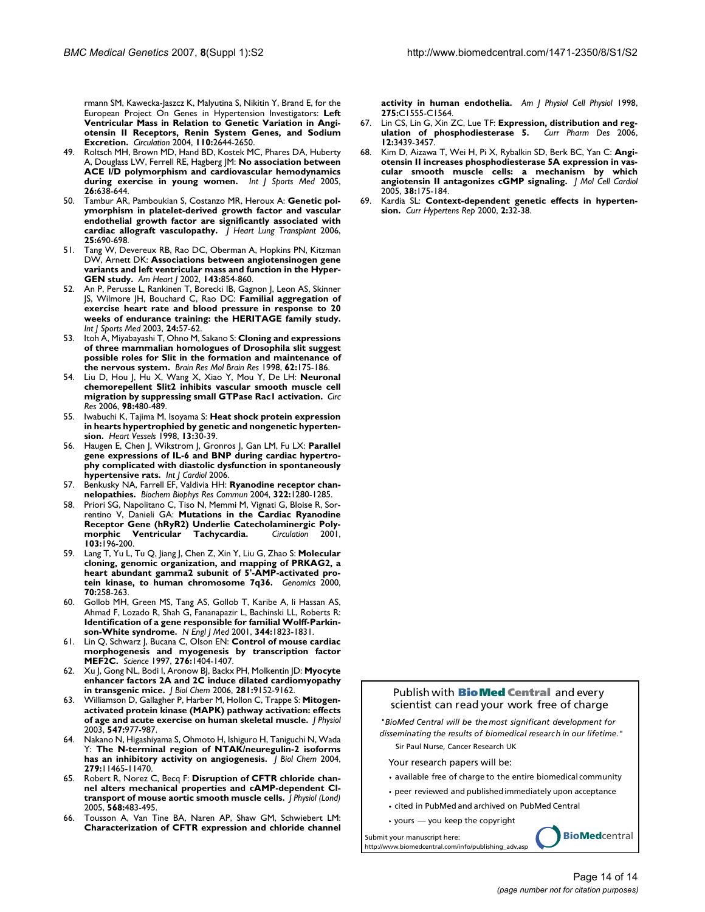rmann SM, Kawecka-Jaszcz K, Malyutina S, Nikitin Y, Brand E, for the European Project On Genes in Hypertension Investigators: **Left Ventricular Mass in Relation to Genetic Variation in Angiotensin II Receptors, Renin System Genes, and Sodium Excretion.** *Circulation* 2004, **110:**2644-2650.

49. Roltsch MH, Brown MD, Hand BD, Kostek MC, Phares DA, Huberty A, Douglass LW, Ferrell RE, Hagberg JM: **No association between ACE I/D polymorphism and cardiovascular hemodynamics during exercise in young women.** *Int J Sports Med* 2005, **26:**638-644.
50. Tambur AR, Pamboukian S, Costanzo MR, Heroux A: **Genetic polymorphism in platelet-derived growth factor and vascular endothelial growth factor are significantly associated with cardiac allograft vasculopathy.** *J Heart Lung Transplant* 2006, **25:**690-698.
51. Tang W, Devereux RB, Rao DC, Oberman A, Hopkins PN, Kitzman DW, Arnett DK: **Associations between angiotensinogen gene variants and left ventricular mass and function in the HyperGEN study.** *Am Heart J* 2002, **143:**854-860.
52. An P, Perusse L, Rankinen T, Borecki IB, Gagnon J, Leon AS, Skinner JS, Wilmore JH, Bouchard C, Rao DC: **Familial aggregation of exercise heart rate and blood pressure in response to 20 weeks of endurance training: the HERITAGE family study.** *Int J Sports Med* 2003, **24:**57-62.
53. Itoh A, Miyabayashi T, Ohno M, Sakano S: **Cloning and expressions of three mammalian homologues of Drosophila slit suggest possible roles for Slit in the formation and maintenance of the nervous system.** *Brain Res Mol Brain Res* 1998, **62:**175-186.
54. Liu D, Hou J, Hu X, Wang X, Xiao Y, Mou Y, De LH: **Neuronal chemorepellent Slit2 inhibits vascular smooth muscle cell migration by suppressing small GTPase Rac1 activation.** *Circ Res* 2006, **98:**480-489.
55. Iwabuchi K, Tajima M, Isoyama S: **Heat shock protein expression in hearts hypertrophied by genetic and nongenetic hypertension.** *Heart Vessels* 1998, **13:**30-39.
56. Haugen E, Chen J, Wikstrom J, Gronros J, Gan LM, Fu LX: **Parallel gene expressions of IL-6 and BNP during cardiac hypertrophy complicated with diastolic dysfunction in spontaneously hypertensive rats.** *Int J Cardiol* 2006.
57. Benkusky NA, Farrell EF, Valdivia HH: **Ryanodine receptor channelopathies.** *Biochem Biophys Res Commun* 2004, **322:**1280-1285.
58. Priori SG, Napolitano C, Tiso N, Memmi M, Vignati G, Bloise R, Sorrentino V, Danieli GA: **Mutations in the Cardiac Ryanodine Receptor Gene (hRyR2) Underlie Catecholaminergic Polymorphic Ventricular Tachycardia.** *Circulation* 2001, **103:**196-200.
59. Lang T, Yu L, Tu Q, Jiang J, Chen Z, Xin Y, Liu G, Zhao S: **Molecular cloning, genomic organization, and mapping of PRKAG2, a heart abundant gamma2 subunit of 5'-AMP-activated protein kinase, to human chromosome 7q36.** *Genomics* 2000, **70:**258-263.
60. Gollob MH, Green MS, Tang AS, Gollob T, Karibe A, Ali Hassan AS, Ahmad F, Lozado R, Shah G, Fananapazir L, Bachinski LL, Roberts R: **Identification of a gene responsible for familial Wolff-Parkinson-White syndrome.** *N Engl J Med* 2001, **344:**1823-1831.
61. Lin Q, Schwarz J, Bucana C, Olson EN: **Control of mouse cardiac morphogenesis and myogenesis by transcription factor MEF2C.** *Science* 1997, **276:**1404-1407.
62. Xu J, Gong NL, Bodi I, Aronow BJ, Backx PH, Molkentin JD: **Myocyte enhancer factors 2A and 2C induce dilated cardiomyopathy in transgenic mice.** *J Biol Chem* 2006, **281:**9152-9162.
63. Williamson D, Gallagher P, Harber M, Hollon C, Trappe S: **Mitogen-activated protein kinase (MAPK) pathway activation: effects of age and acute exercise on human skeletal muscle.** *J Physiol* 2003, **547:**977-987.
64. Nakano N, Higashiyama S, Ohmoto H, Ishiguro H, Taniguchi N, Wada Y: **The N-terminal region of NTAK/neuregulin-2 isoforms has an inhibitory activity on angiogenesis.** *J Biol Chem* 2004, **279:**11465-11470.
65. Robert R, Norez C, Becq F: **Disruption of CFTR chloride channel alters mechanical properties and cAMP-dependent Cl-transport of mouse aortic smooth muscle cells.** *J Physiol (Lond)* 2005, **568:**483-495.
66. Tousson A, Van Tine BA, Naren AP, Shaw GM, Schwiebert LM: **Characterization of CFTR expression and chloride channel activity in human endothelia.** *Am J Physiol Cell Physiol* 1998, **275:**C1555-C1564.
67. Lin CS, Lin G, Xin ZC, Lue TF: **Expression, distribution and regulation of phosphodiesterase 5.** *Curr Pharm Des* 2006, **12:**3439-3457.
68. Kim D, Aizawa T, Wei H, Pi X, Rybalkin SD, Berk BC, Yan C: **Angiotensin II increases phosphodiesterase 5A expression in vascular smooth muscle cells: a mechanism by which angiotensin II antagonizes cGMP signaling.** *J Mol Cell Cardiol* 2005, **38:**175-184.
69. Kardia SL: **Context-dependent genetic effects in hypertension.** *Curr Hypertens Rep* 2000, **2:**32-38.

Publish with **BioMed Central** and every scientist can read your work free of charge

*"BioMed Central will be the most significant development for disseminating the results of biomedical research in our lifetime."*
Sir Paul Nurse, Cancer Research UK

Your research papers will be:

- available free of charge to the entire biomedical community
- peer reviewed and published immediately upon acceptance
- cited in PubMed and archived on PubMed Central
- yours — you keep the copyright

Submit your manuscript here:
http://www.biomedcentral.com/info/publishing_adv.asp

BioMedcentral